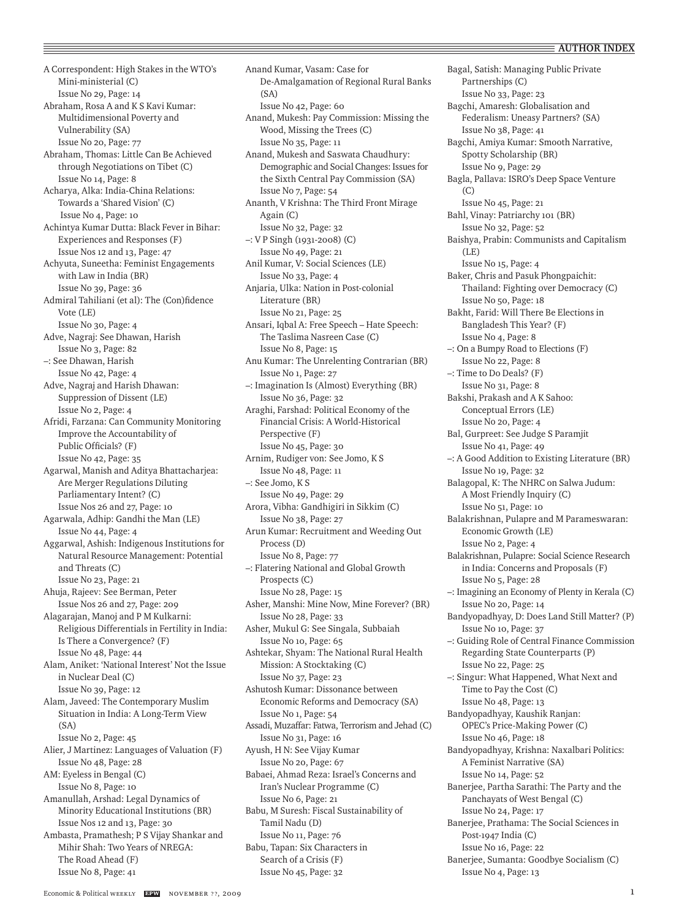A Correspondent: High Stakes in the WTO's Mini-ministerial (C)
Issue No 29, Page: 14

Abraham, Rosa A and K S Kavi Kumar: Multidimensional Poverty and Vulnerability (SA)
Issue No 20, Page: 77

Abraham, Thomas: Little Can Be Achieved through Negotiations on Tibet (C)
Issue No 14, Page: 8

Acharya, Alka: India-China Relations: Towards a 'Shared Vision' (C)
Issue No 4, Page: 10

Achintya Kumar Dutta: Black Fever in Bihar: Experiences and Responses (F)
Issue Nos 12 and 13, Page: 47

Achyuta, Suneetha: Feminist Engagements with Law in India (BR)
Issue No 39, Page: 36

Admiral Tahiliani (et al): The (Con)fidence Vote (LE)
Issue No 30, Page: 4

Adve, Nagraj: See Dhawan, Harish
Issue No 3, Page: 82

–: See Dhawan, Harish
Issue No 42, Page: 4

Adve, Nagraj and Harish Dhawan: Suppression of Dissent (LE)
Issue No 2, Page: 4

Afridi, Farzana: Can Community Monitoring Improve the Accountability of Public Officials? (F)
Issue No 42, Page: 35

Agarwal, Manish and Aditya Bhattacharjea: Are Merger Regulations Diluting Parliamentary Intent? (C)
Issue Nos 26 and 27, Page: 10

Agarwala, Adhip: Gandhi the Man (LE)
Issue No 44, Page: 4

Aggarwal, Ashish: Indigenous Institutions for Natural Resource Management: Potential and Threats (C)
Issue No 23, Page: 21

Ahuja, Rajeev: See Berman, Peter
Issue Nos 26 and 27, Page: 209

Alagarajan, Manoj and P M Kulkarni: Religious Differentials in Fertility in India: Is There a Convergence? (F)
Issue No 48, Page: 44

Alam, Aniket: 'National Interest' Not the Issue in Nuclear Deal (C)
Issue No 39, Page: 12

Alam, Javeed: The Contemporary Muslim Situation in India: A Long-Term View (SA)
Issue No 2, Page: 45

Alier, J Martinez: Languages of Valuation (F)
Issue No 48, Page: 28

AM: Eyeless in Bengal (C)
Issue No 8, Page: 10

Amanullah, Arshad: Legal Dynamics of Minority Educational Institutions (BR)
Issue Nos 12 and 13, Page: 30

Ambasta, Pramathesh; P S Vijay Shankar and Mihir Shah: Two Years of NREGA: The Road Ahead (F)
Issue No 8, Page: 41

Anand Kumar, Vasam: Case for De-Amalgamation of Regional Rural Banks (SA)
Issue No 42, Page: 60

Anand, Mukesh: Pay Commission: Missing the Wood, Missing the Trees (C)
Issue No 35, Page: 11

Anand, Mukesh and Saswata Chaudhury: Demographic and Social Changes: Issues for the Sixth Central Pay Commission (SA)
Issue No 7, Page: 54

Ananth, V Krishna: The Third Front Mirage Again (C)
Issue No 32, Page: 32

–: V P Singh (1931-2008) (C)
Issue No 49, Page: 21

Anil Kumar, V: Social Sciences (LE)
Issue No 33, Page: 4

Anjaria, Ulka: Nation in Post-colonial Literature (BR)
Issue No 21, Page: 25

Ansari, Iqbal A: Free Speech – Hate Speech: The Taslima Nasreen Case (C)
Issue No 8, Page: 15

Anu Kumar: The Unrelenting Contrarian (BR)
Issue No 1, Page: 27

–: Imagination Is (Almost) Everything (BR)
Issue No 36, Page: 32

Araghi, Farshad: Political Economy of the Financial Crisis: A World-Historical Perspective (F)
Issue No 45, Page: 30

Arnim, Rudiger von: See Jomo, K S
Issue No 48, Page: 11

–: See Jomo, K S
Issue No 49, Page: 29

Arora, Vibha: Gandhigiri in Sikkim (C)
Issue No 38, Page: 27

Arun Kumar: Recruitment and Weeding Out Process (D)
Issue No 8, Page: 77

–: Flatering National and Global Growth Prospects (C)
Issue No 28, Page: 15

Asher, Manshi: Mine Now, Mine Forever? (BR)
Issue No 28, Page: 33

Asher, Mukul G: See Singala, Subbaiah
Issue No 10, Page: 65

Ashtekar, Shyam: The National Rural Health Mission: A Stocktaking (C)
Issue No 37, Page: 23

Ashutosh Kumar: Dissonance between Economic Reforms and Democracy (SA)
Issue No 1, Page: 54

Assadi, Muzaffar: Fatwa, Terrorism and Jehad (C)
Issue No 31, Page: 16

Ayush, H N: See Vijay Kumar
Issue No 20, Page: 67

Babaei, Ahmad Reza: Israel's Concerns and Iran's Nuclear Programme (C)
Issue No 6, Page: 21

Babu, M Suresh: Fiscal Sustainability of Tamil Nadu (D)
Issue No 11, Page: 76

Babu, Tapan: Six Characters in Search of a Crisis (F)
Issue No 45, Page: 32

Bagal, Satish: Managing Public Private Partnerships (C)
Issue No 33, Page: 23

Bagchi, Amaresh: Globalisation and Federalism: Uneasy Partners? (SA)
Issue No 38, Page: 41

Bagchi, Amiya Kumar: Smooth Narrative, Spotty Scholarship (BR)
Issue No 9, Page: 29

Bagla, Pallava: ISRO's Deep Space Venture (C)
Issue No 45, Page: 21

Bahl, Vinay: Patriarchy 101 (BR)
Issue No 32, Page: 52

Baishya, Prabin: Communists and Capitalism (LE)
Issue No 15, Page: 4

Baker, Chris and Pasuk Phongpaichit: Thailand: Fighting over Democracy (C)
Issue No 50, Page: 18

Bakht, Farid: Will There Be Elections in Bangladesh This Year? (F)
Issue No 4, Page: 8

–: On a Bumpy Road to Elections (F)
Issue No 22, Page: 8

–: Time to Do Deals? (F)
Issue No 31, Page: 8

Bakshi, Prakash and A K Sahoo: Conceptual Errors (LE)
Issue No 20, Page: 4

Bal, Gurpreet: See Judge S Paramjit
Issue No 41, Page: 49

–: A Good Addition to Existing Literature (BR)
Issue No 19, Page: 32

Balagopal, K: The NHRC on Salwa Judum: A Most Friendly Inquiry (C)
Issue No 51, Page: 10

Balakrishnan, Pulapre and M Parameswaran: Economic Growth (LE)
Issue No 2, Page: 4

Balakrishnan, Pulapre: Social Science Research in India: Concerns and Proposals (F)
Issue No 5, Page: 28

–: Imagining an Economy of Plenty in Kerala (C)
Issue No 20, Page: 14

Bandyopadhyay, D: Does Land Still Matter? (P)
Issue No 10, Page: 37

–: Guiding Role of Central Finance Commission Regarding State Counterparts (P)
Issue No 22, Page: 25

–: Singur: What Happened, What Next and Time to Pay the Cost (C)
Issue No 48, Page: 13

Bandyopadhyay, Kaushik Ranjan: OPEC's Price-Making Power (C)
Issue No 46, Page: 18

Bandyopadhyay, Krishna: Naxalbari Politics: A Feminist Narrative (SA)
Issue No 14, Page: 52

Banerjee, Partha Sarathi: The Party and the Panchayats of West Bengal (C)
Issue No 24, Page: 17

Banerjee, Prathama: The Social Sciences in Post-1947 India (C)
Issue No 16, Page: 22

Banerjee, Sumanta: Goodbye Socialism (C)
Issue No 4, Page: 13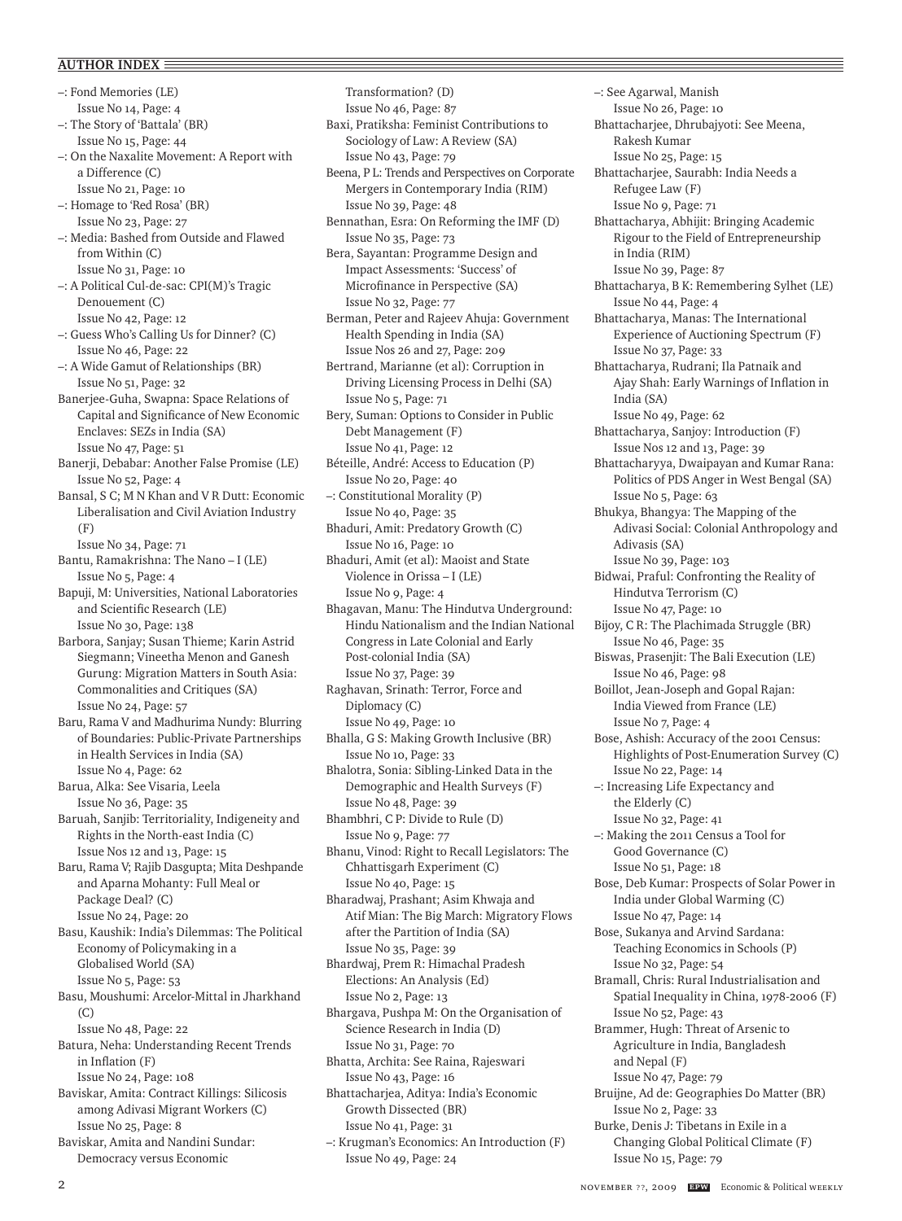## AUTHOR INDEX

–: Fond Memories (LE)
Issue No 14, Page: 4

–: The Story of 'Battala' (BR)
Issue No 15, Page: 44

–: On the Naxalite Movement: A Report with a Difference (C)
Issue No 21, Page: 10

–: Homage to 'Red Rosa' (BR)
Issue No 23, Page: 27

–: Media: Bashed from Outside and Flawed from Within (C)
Issue No 31, Page: 10

–: A Political Cul-de-sac: CPI(M)'s Tragic Denouement (C)
Issue No 42, Page: 12

–: Guess Who's Calling Us for Dinner? (C)
Issue No 46, Page: 22

–: A Wide Gamut of Relationships (BR)
Issue No 51, Page: 32

Banerjee-Guha, Swapna: Space Relations of Capital and Significance of New Economic Enclaves: SEZs in India (SA)
Issue No 47, Page: 51

Banerji, Debabar: Another False Promise (LE)
Issue No 52, Page: 4

Bansal, S C; M N Khan and V R Dutt: Economic Liberalisation and Civil Aviation Industry (F)
Issue No 34, Page: 71

Bantu, Ramakrishna: The Nano – I (LE)
Issue No 5, Page: 4

Bapuji, M: Universities, National Laboratories and Scientific Research (LE)
Issue No 30, Page: 138

Barbora, Sanjay; Susan Thieme; Karin Astrid Siegmann; Vineetha Menon and Ganesh Gurung: Migration Matters in South Asia: Commonalities and Critiques (SA)
Issue No 24, Page: 57

Baru, Rama V and Madhurima Nundy: Blurring of Boundaries: Public-Private Partnerships in Health Services in India (SA)
Issue No 4, Page: 62

Barua, Alka: See Visaria, Leela
Issue No 36, Page: 35

Baruah, Sanjib: Territoriality, Indigeneity and Rights in the North-east India (C)
Issue Nos 12 and 13, Page: 15

Baru, Rama V; Rajib Dasgupta; Mita Deshpande and Aparna Mohanty: Full Meal or Package Deal? (C)
Issue No 24, Page: 20

Basu, Kaushik: India's Dilemmas: The Political Economy of Policymaking in a Globalised World (SA)
Issue No 5, Page: 53

Basu, Moushumi: Arcelor-Mittal in Jharkhand (C)
Issue No 48, Page: 22

Batura, Neha: Understanding Recent Trends in Inflation (F)
Issue No 24, Page: 108

Baviskar, Amita: Contract Killings: Silicosis among Adivasi Migrant Workers (C)
Issue No 25, Page: 8

Baviskar, Amita and Nandini Sundar: Democracy versus Economic Transformation? (D)
Issue No 46, Page: 87

Baxi, Pratiksha: Feminist Contributions to Sociology of Law: A Review (SA)
Issue No 43, Page: 79

Beena, P L: Trends and Perspectives on Corporate Mergers in Contemporary India (RIM)
Issue No 39, Page: 48

Bennathan, Esra: On Reforming the IMF (D)
Issue No 35, Page: 73

Bera, Sayantan: Programme Design and Impact Assessments: 'Success' of Microfinance in Perspective (SA)
Issue No 32, Page: 77

Berman, Peter and Rajeev Ahuja: Government Health Spending in India (SA)
Issue Nos 26 and 27, Page: 209

Bertrand, Marianne (et al): Corruption in Driving Licensing Process in Delhi (SA)
Issue No 5, Page: 71

Bery, Suman: Options to Consider in Public Debt Management (F)
Issue No 41, Page: 12

Béteille, André: Access to Education (P)
Issue No 20, Page: 40

–: Constitutional Morality (P)
Issue No 40, Page: 35

Bhaduri, Amit: Predatory Growth (C)
Issue No 16, Page: 10

Bhaduri, Amit (et al): Maoist and State Violence in Orissa – I (LE)
Issue No 9, Page: 4

Bhagavan, Manu: The Hindutva Underground: Hindu Nationalism and the Indian National Congress in Late Colonial and Early Post-colonial India (SA)
Issue No 37, Page: 39

Raghavan, Srinath: Terror, Force and Diplomacy (C)
Issue No 49, Page: 10

Bhalla, G S: Making Growth Inclusive (BR)
Issue No 10, Page: 33

Bhalotra, Sonia: Sibling-Linked Data in the Demographic and Health Surveys (F)
Issue No 48, Page: 39

Bhambhri, C P: Divide to Rule (D)
Issue No 9, Page: 77

Bhanu, Vinod: Right to Recall Legislators: The Chhattisgarh Experiment (C)
Issue No 40, Page: 15

Bharadwaj, Prashant; Asim Khwaja and Atif Mian: The Big March: Migratory Flows after the Partition of India (SA)
Issue No 35, Page: 39

Bhardwaj, Prem R: Himachal Pradesh Elections: An Analysis (Ed)
Issue No 2, Page: 13

Bhargava, Pushpa M: On the Organisation of Science Research in India (D)
Issue No 31, Page: 70

Bhatta, Archita: See Raina, Rajeswari
Issue No 43, Page: 16

Bhattacharjea, Aditya: India's Economic Growth Dissected (BR)
Issue No 41, Page: 31

–: Krugman's Economics: An Introduction (F)
Issue No 49, Page: 24

–: See Agarwal, Manish
Issue No 26, Page: 10

Bhattacharjee, Dhrubajyoti: See Meena, Rakesh Kumar
Issue No 25, Page: 15

Bhattacharjee, Saurabh: India Needs a Refugee Law (F)
Issue No 9, Page: 71

Bhattacharya, Abhijit: Bringing Academic Rigour to the Field of Entrepreneurship in India (RIM)
Issue No 39, Page: 87

Bhattacharya, B K: Remembering Sylhet (LE)
Issue No 44, Page: 4

Bhattacharya, Manas: The International Experience of Auctioning Spectrum (F)
Issue No 37, Page: 33

Bhattacharya, Rudrani; Ila Patnaik and Ajay Shah: Early Warnings of Inflation in India (SA)
Issue No 49, Page: 62

Bhattacharya, Sanjoy: Introduction (F)
Issue Nos 12 and 13, Page: 39

Bhattacharyya, Dwaipayan and Kumar Rana: Politics of PDS Anger in West Bengal (SA)
Issue No 5, Page: 63

Bhukya, Bhangya: The Mapping of the Adivasi Social: Colonial Anthropology and Adivasis (SA)
Issue No 39, Page: 103

Bidwai, Praful: Confronting the Reality of Hindutva Terrorism (C)
Issue No 47, Page: 10

Bijoy, C R: The Plachimada Struggle (BR)
Issue No 46, Page: 35

Biswas, Prasenjit: The Bali Execution (LE)
Issue No 46, Page: 98

Boillot, Jean-Joseph and Gopal Rajan: India Viewed from France (LE)
Issue No 7, Page: 4

Bose, Ashish: Accuracy of the 2001 Census: Highlights of Post-Enumeration Survey (C)
Issue No 22, Page: 14

–: Increasing Life Expectancy and the Elderly (C)
Issue No 32, Page: 41

–: Making the 2011 Census a Tool for Good Governance (C)
Issue No 51, Page: 18

Bose, Deb Kumar: Prospects of Solar Power in India under Global Warming (C)
Issue No 47, Page: 14

Bose, Sukanya and Arvind Sardana: Teaching Economics in Schools (P)
Issue No 32, Page: 54

Bramall, Chris: Rural Industrialisation and Spatial Inequality in China, 1978-2006 (F)
Issue No 52, Page: 43

Brammer, Hugh: Threat of Arsenic to Agriculture in India, Bangladesh and Nepal (F)
Issue No 47, Page: 79

Bruijne, Ad de: Geographies Do Matter (BR)
Issue No 2, Page: 33

Burke, Denis J: Tibetans in Exile in a Changing Global Political Climate (F)
Issue No 15, Page: 79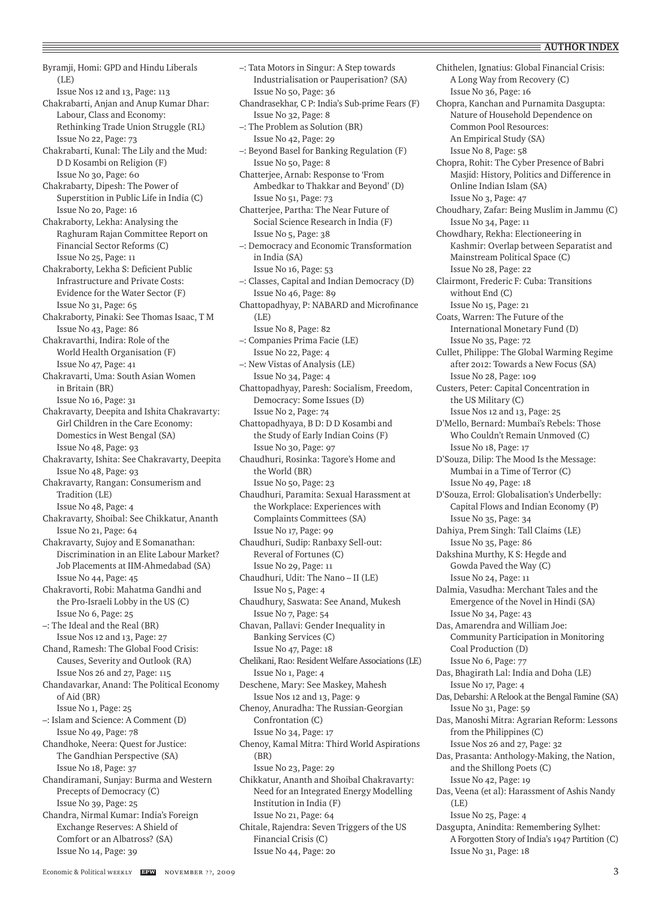Byramji, Homi: GPD and Hindu Liberals (LE)
Issue Nos 12 and 13, Page: 113

Chakrabarti, Anjan and Anup Kumar Dhar: Labour, Class and Economy: Rethinking Trade Union Struggle (RL)
Issue No 22, Page: 73

Chakrabarti, Kunal: The Lily and the Mud: D D Kosambi on Religion (F)
Issue No 30, Page: 60

Chakrabarty, Dipesh: The Power of Superstition in Public Life in India (C)
Issue No 20, Page: 16

Chakraborty, Lekha: Analysing the Raghuram Rajan Committee Report on Financial Sector Reforms (C)
Issue No 25, Page: 11

Chakraborty, Lekha S: Deficient Public Infrastructure and Private Costs: Evidence for the Water Sector (F)
Issue No 31, Page: 65

Chakraborty, Pinaki: See Thomas Isaac, T M
Issue No 43, Page: 86

Chakravarthi, Indira: Role of the World Health Organisation (F)
Issue No 47, Page: 41

Chakravarti, Uma: South Asian Women in Britain (BR)
Issue No 16, Page: 31

Chakravarty, Deepita and Ishita Chakravarty: Girl Children in the Care Economy: Domestics in West Bengal (SA)
Issue No 48, Page: 93

Chakravarty, Ishita: See Chakravarty, Deepita
Issue No 48, Page: 93

Chakravarty, Rangan: Consumerism and Tradition (LE)
Issue No 48, Page: 4

Chakravarty, Shoibal: See Chikkatur, Ananth
Issue No 21, Page: 64

Chakravarty, Sujoy and E Somanathan: Discrimination in an Elite Labour Market? Job Placements at IIM-Ahmedabad (SA)
Issue No 44, Page: 45

Chakravorti, Robi: Mahatma Gandhi and the Pro-Israeli Lobby in the US (C)
Issue No 6, Page: 25

–: The Ideal and the Real (BR)
Issue Nos 12 and 13, Page: 27

Chand, Ramesh: The Global Food Crisis: Causes, Severity and Outlook (RA)
Issue Nos 26 and 27, Page: 115

Chandavarkar, Anand: The Political Economy of Aid (BR)
Issue No 1, Page: 25

–: Islam and Science: A Comment (D)
Issue No 49, Page: 78

Chandhoke, Neera: Quest for Justice: The Gandhian Perspective (SA)
Issue No 18, Page: 37

Chandiramani, Sunjay: Burma and Western Precepts of Democracy (C)
Issue No 39, Page: 25

Chandra, Nirmal Kumar: India's Foreign Exchange Reserves: A Shield of Comfort or an Albatross? (SA)
Issue No 14, Page: 39

–: Tata Motors in Singur: A Step towards Industrialisation or Pauperisation? (SA)
Issue No 50, Page: 36

Chandrasekhar, C P: India's Sub-prime Fears (F)
Issue No 32, Page: 8

–: The Problem as Solution (BR)
Issue No 42, Page: 29

–: Beyond Basel for Banking Regulation (F)
Issue No 50, Page: 8

Chatterjee, Arnab: Response to 'From Ambedkar to Thakkar and Beyond' (D)
Issue No 51, Page: 73

Chatterjee, Partha: The Near Future of Social Science Research in India (F)
Issue No 5, Page: 38

–: Democracy and Economic Transformation in India (SA)
Issue No 16, Page: 53

–: Classes, Capital and Indian Democracy (D)
Issue No 46, Page: 89

Chattopadhyay, P: NABARD and Microfinance (LE)
Issue No 8, Page: 82

–: Companies Prima Facie (LE)
Issue No 22, Page: 4

–: New Vistas of Analysis (LE)
Issue No 34, Page: 4

Chattopadhyay, Paresh: Socialism, Freedom, Democracy: Some Issues (D)
Issue No 2, Page: 74

Chattopadhyaya, B D: D D Kosambi and the Study of Early Indian Coins (F)
Issue No 30, Page: 97

Chaudhuri, Rosinka: Tagore's Home and the World (BR)
Issue No 50, Page: 23

Chaudhuri, Paramita: Sexual Harassment at the Workplace: Experiences with Complaints Committees (SA)
Issue No 17, Page: 99

Chaudhuri, Sudip: Ranbaxy Sell-out: Reversal of Fortunes (C)
Issue No 29, Page: 11

Chaudhuri, Udit: The Nano – II (LE)
Issue No 5, Page: 4

Chaudhury, Saswata: See Anand, Mukesh
Issue No 7, Page: 54

Chavan, Pallavi: Gender Inequality in Banking Services (C)
Issue No 47, Page: 18

Chelikani, Rao: Resident Welfare Associations (LE)
Issue No 1, Page: 4

Deschene, Mary: See Maskey, Mahesh
Issue Nos 12 and 13, Page: 9

Chenoy, Anuradha: The Russian-Georgian Confrontation (C)
Issue No 34, Page: 17

Chenoy, Kamal Mitra: Third World Aspirations (BR)
Issue No 23, Page: 29

Chikkatur, Ananth and Shoibal Chakravarty: Need for an Integrated Energy Modelling Institution in India (F)
Issue No 21, Page: 64

Chitale, Rajendra: Seven Triggers of the US Financial Crisis (C)
Issue No 44, Page: 20

Chithelen, Ignatius: Global Financial Crisis: A Long Way from Recovery (C)
Issue No 36, Page: 16

Chopra, Kanchan and Purnamita Dasgupta: Nature of Household Dependence on Common Pool Resources: An Empirical Study (SA)
Issue No 8, Page: 58

Chopra, Rohit: The Cyber Presence of Babri Masjid: History, Politics and Difference in Online Indian Islam (SA)
Issue No 3, Page: 47

Choudhary, Zafar: Being Muslim in Jammu (C)
Issue No 34, Page: 11

Chowdhary, Rekha: Electioneering in Kashmir: Overlap between Separatist and Mainstream Political Space (C)
Issue No 28, Page: 22

Clairmont, Frederic F: Cuba: Transitions without End (C)
Issue No 15, Page: 21

Coats, Warren: The Future of the International Monetary Fund (D)
Issue No 35, Page: 72

Cullet, Philippe: The Global Warming Regime after 2012: Towards a New Focus (SA)
Issue No 28, Page: 109

Custers, Peter: Capital Concentration in the US Military (C)
Issue Nos 12 and 13, Page: 25

D'Mello, Bernard: Mumbai's Rebels: Those Who Couldn't Remain Unmoved (C)
Issue No 18, Page: 17

D'Souza, Dilip: The Mood Is the Message: Mumbai in a Time of Terror (C)
Issue No 49, Page: 18

D'Souza, Errol: Globalisation's Underbelly: Capital Flows and Indian Economy (P)
Issue No 35, Page: 34

Dahiya, Prem Singh: Tall Claims (LE)
Issue No 35, Page: 86

Dakshina Murthy, K S: Hegde and Gowda Paved the Way (C)
Issue No 24, Page: 11

Dalmia, Vasudha: Merchant Tales and the Emergence of the Novel in Hindi (SA)
Issue No 34, Page: 43

Das, Amarendra and William Joe: Community Participation in Monitoring Coal Production (D)
Issue No 6, Page: 77

Das, Bhagirath Lal: India and Doha (LE)
Issue No 17, Page: 4

Das, Debarshi: A Relook at the Bengal Famine (SA)
Issue No 31, Page: 59

Das, Manoshi Mitra: Agrarian Reform: Lessons from the Philippines (C)
Issue Nos 26 and 27, Page: 32

Das, Prasanta: Anthology-Making, the Nation, and the Shillong Poets (C)
Issue No 42, Page: 19

Das, Veena (et al): Harassment of Ashis Nandy (LE)
Issue No 25, Page: 4

Dasgupta, Anindita: Remembering Sylhet: A Forgotten Story of India's 1947 Partition (C)
Issue No 31, Page: 18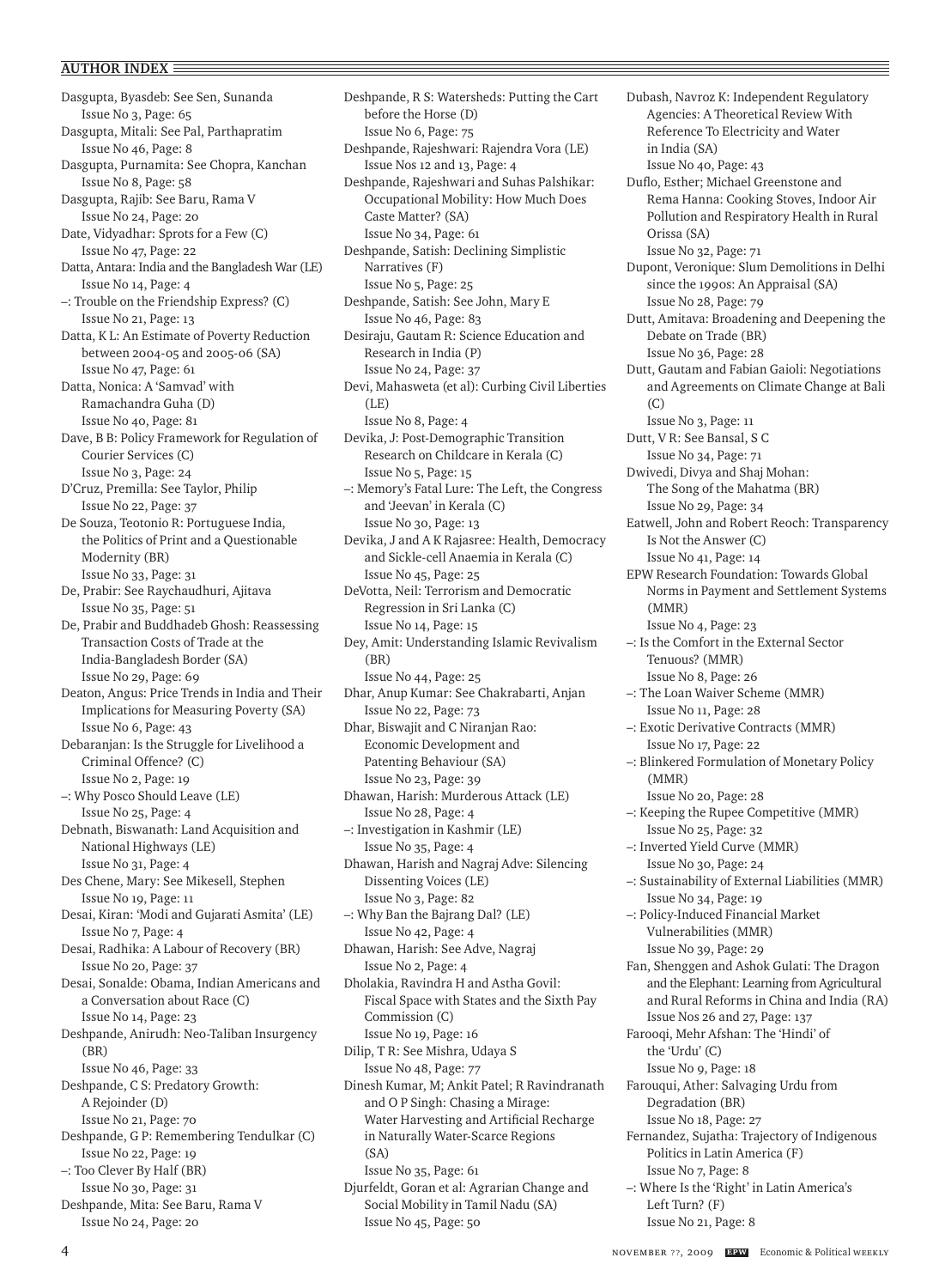## AUTHOR INDEX

Dasgupta, Byasdeb: See Sen, Sunanda
Issue No 3, Page: 65

Dasgupta, Mitali: See Pal, Parthapratim
Issue No 46, Page: 8

Dasgupta, Purnamita: See Chopra, Kanchan
Issue No 8, Page: 58

Dasgupta, Rajib: See Baru, Rama V
Issue No 24, Page: 20

Date, Vidyadhar: Sprots for a Few (C)
Issue No 47, Page: 22

Datta, Antara: India and the Bangladesh War (LE)
Issue No 14, Page: 4

–: Trouble on the Friendship Express? (C)
Issue No 21, Page: 13

Datta, K L: An Estimate of Poverty Reduction between 2004-05 and 2005-06 (SA)
Issue No 47, Page: 61

Datta, Nonica: A 'Samvad' with Ramachandra Guha (D)
Issue No 40, Page: 81

Dave, B B: Policy Framework for Regulation of Courier Services (C)
Issue No 3, Page: 24

D'Cruz, Premilla: See Taylor, Philip
Issue No 22, Page: 37

De Souza, Teotonio R: Portuguese India, the Politics of Print and a Questionable Modernity (BR)
Issue No 33, Page: 31

De, Prabir: See Raychaudhuri, Ajitava
Issue No 35, Page: 51

De, Prabir and Buddhadeb Ghosh: Reassessing Transaction Costs of Trade at the India-Bangladesh Border (SA)
Issue No 29, Page: 69

Deaton, Angus: Price Trends in India and Their Implications for Measuring Poverty (SA)
Issue No 6, Page: 43

Debaranjan: Is the Struggle for Livelihood a Criminal Offence? (C)
Issue No 2, Page: 19

–: Why Posco Should Leave (LE)
Issue No 25, Page: 4

Debnath, Biswanath: Land Acquisition and National Highways (LE)
Issue No 31, Page: 4

Des Chene, Mary: See Mikesell, Stephen
Issue No 19, Page: 11

Desai, Kiran: 'Modi and Gujarati Asmita' (LE)
Issue No 7, Page: 4

Desai, Radhika: A Labour of Recovery (BR)
Issue No 20, Page: 37

Desai, Sonalde: Obama, Indian Americans and a Conversation about Race (C)
Issue No 14, Page: 23

Deshpande, Anirudh: Neo-Taliban Insurgency (BR)
Issue No 46, Page: 33

Deshpande, C S: Predatory Growth: A Rejoinder (D)
Issue No 21, Page: 70

Deshpande, G P: Remembering Tendulkar (C)
Issue No 22, Page: 19

–: Too Clever By Half (BR)
Issue No 30, Page: 31

Deshpande, Mita: See Baru, Rama V
Issue No 24, Page: 20

Deshpande, R S: Watersheds: Putting the Cart before the Horse (D)
Issue No 6, Page: 75

Deshpande, Rajeshwari: Rajendra Vora (LE)
Issue Nos 12 and 13, Page: 4

Deshpande, Rajeshwari and Suhas Palshikar: Occupational Mobility: How Much Does Caste Matter? (SA)
Issue No 34, Page: 61

Deshpande, Satish: Declining Simplistic Narratives (F)
Issue No 5, Page: 25

Deshpande, Satish: See John, Mary E
Issue No 46, Page: 83

Desiraju, Gautam R: Science Education and Research in India (P)
Issue No 24, Page: 37

Devi, Mahasweta (et al): Curbing Civil Liberties (LE)
Issue No 8, Page: 4

Devika, J: Post-Demographic Transition Research on Childcare in Kerala (C)
Issue No 5, Page: 15

–: Memory's Fatal Lure: The Left, the Congress and 'Jeevan' in Kerala (C)
Issue No 30, Page: 13

Devika, J and A K Rajasree: Health, Democracy and Sickle-cell Anaemia in Kerala (C)
Issue No 45, Page: 25

DeVotta, Neil: Terrorism and Democratic Regression in Sri Lanka (C)
Issue No 14, Page: 15

Dey, Amit: Understanding Islamic Revivalism (BR)
Issue No 44, Page: 25

Dhar, Anup Kumar: See Chakrabarti, Anjan
Issue No 22, Page: 73

Dhar, Biswajit and C Niranjan Rao: Economic Development and Patenting Behaviour (SA)
Issue No 23, Page: 39

Dhawan, Harish: Murderous Attack (LE)
Issue No 28, Page: 4

–: Investigation in Kashmir (LE)
Issue No 35, Page: 4

Dhawan, Harish and Nagraj Adve: Silencing Dissenting Voices (LE)
Issue No 3, Page: 82

–: Why Ban the Bajrang Dal? (LE)
Issue No 42, Page: 4

Dhawan, Harish: See Adve, Nagraj
Issue No 2, Page: 4

Dholakia, Ravindra H and Astha Govil: Fiscal Space with States and the Sixth Pay Commission (C)
Issue No 19, Page: 16

Dilip, T R: See Mishra, Udaya S
Issue No 48, Page: 77

Dinesh Kumar, M; Ankit Patel; R Ravindranath and O P Singh: Chasing a Mirage: Water Harvesting and Artificial Recharge in Naturally Water-Scarce Regions (SA)
Issue No 35, Page: 61

Djurfeldt, Goran et al: Agrarian Change and Social Mobility in Tamil Nadu (SA)
Issue No 45, Page: 50

Dubash, Navroz K: Independent Regulatory Agencies: A Theoretical Review With Reference To Electricity and Water in India (SA)
Issue No 40, Page: 43

Duflo, Esther; Michael Greenstone and Rema Hanna: Cooking Stoves, Indoor Air Pollution and Respiratory Health in Rural Orissa (SA)
Issue No 32, Page: 71

Dupont, Veronique: Slum Demolitions in Delhi since the 1990s: An Appraisal (SA)
Issue No 28, Page: 79

Dutt, Amitava: Broadening and Deepening the Debate on Trade (BR)
Issue No 36, Page: 28

Dutt, Gautam and Fabian Gaioli: Negotiations and Agreements on Climate Change at Bali (C)
Issue No 3, Page: 11

Dutt, V R: See Bansal, S C
Issue No 34, Page: 71

Dwivedi, Divya and Shaj Mohan: The Song of the Mahatma (BR)
Issue No 29, Page: 34

Eatwell, John and Robert Reoch: Transparency Is Not the Answer (C)
Issue No 41, Page: 14

EPW Research Foundation: Towards Global Norms in Payment and Settlement Systems (MMR)
Issue No 4, Page: 23

–: Is the Comfort in the External Sector Tenuous? (MMR)
Issue No 8, Page: 26

–: The Loan Waiver Scheme (MMR)
Issue No 11, Page: 28

–: Exotic Derivative Contracts (MMR)
Issue No 17, Page: 22

–: Blinkered Formulation of Monetary Policy (MMR)
Issue No 20, Page: 28

–: Keeping the Rupee Competitive (MMR)
Issue No 25, Page: 32

–: Inverted Yield Curve (MMR)
Issue No 30, Page: 24

–: Sustainability of External Liabilities (MMR)
Issue No 34, Page: 19

–: Policy-Induced Financial Market Vulnerabilities (MMR)
Issue No 39, Page: 29

Fan, Shenggen and Ashok Gulati: The Dragon and the Elephant: Learning from Agricultural and Rural Reforms in China and India (RA)
Issue Nos 26 and 27, Page: 137

Farooqi, Mehr Afshan: The 'Hindi' of the 'Urdu' (C)
Issue No 9, Page: 18

Farouqui, Ather: Salvaging Urdu from Degradation (BR)
Issue No 18, Page: 27

Fernandez, Sujatha: Trajectory of Indigenous Politics in Latin America (F)
Issue No 7, Page: 8

–: Where Is the 'Right' in Latin America's Left Turn? (F)
Issue No 21, Page: 8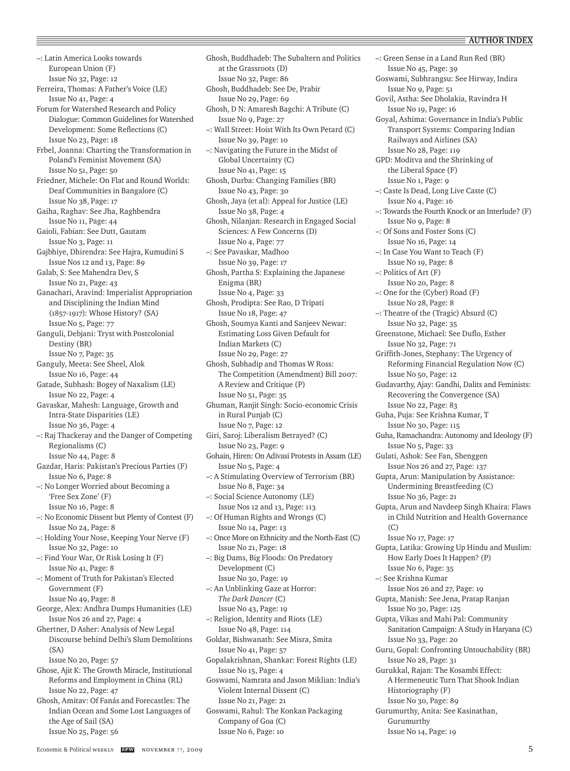–: Latin America Looks towards European Union (F)
Issue No 32, Page: 12

Ferreira, Thomas: A Father's Voice (LE)
Issue No 41, Page: 4

Forum for Watershed Research and Policy Dialogue: Common Guidelines for Watershed Development: Some Reflections (C)
Issue No 23, Page: 18

Frbel, Joanna: Charting the Transformation in Poland's Feminist Movement (SA)
Issue No 51, Page: 50

Friedner, Michele: On Flat and Round Worlds: Deaf Communities in Bangalore (C)
Issue No 38, Page: 17

Gaiha, Raghav: See Jha, Raghbendra
Issue No 11, Page: 44

Gaioli, Fabian: See Dutt, Gautam
Issue No 3, Page: 11

Gajbhiye, Dhirendra: See Hajra, Kumudini S
Issue Nos 12 and 13, Page: 89

Galab, S: See Mahendra Dev, S
Issue No 21, Page: 43

Ganachari, Aravind: Imperialist Appropriation and Disciplining the Indian Mind (1857-1917): Whose History? (SA)
Issue No 5, Page: 77

Ganguli, Debjani: Tryst with Postcolonial Destiny (BR)
Issue No 7, Page: 35

Ganguly, Meeta: See Sheel, Alok
Issue No 16, Page: 44

Gatade, Subhash: Bogey of Naxalism (LE)
Issue No 22, Page: 4

Gavaskar, Mahesh: Language, Growth and Intra-State Disparities (LE)
Issue No 36, Page: 4

–: Raj Thackeray and the Danger of Competing Regionalisms (C)
Issue No 44, Page: 8

Gazdar, Haris: Pakistan's Precious Parties (F)
Issue No 6, Page: 8

–: No Longer Worried about Becoming a 'Free Sex Zone' (F)
Issue No 16, Page: 8

–: No Economic Dissent but Plenty of Contest (F)
Issue No 24, Page: 8

–: Holding Your Nose, Keeping Your Nerve (F)
Issue No 32, Page: 10

–: Find Your War, Or Risk Losing It (F)
Issue No 41, Page: 8

–: Moment of Truth for Pakistan's Elected Government (F)
Issue No 49, Page: 8

George, Alex: Andhra Dumps Humanities (LE)
Issue Nos 26 and 27, Page: 4

Ghertner, D Asher: Analysis of New Legal Discourse behind Delhi's Slum Demolitions (SA)
Issue No 20, Page: 57

Ghose, Ajit K: The Growth Miracle, Institutional Reforms and Employment in China (RL)
Issue No 22, Page: 47

Ghosh, Amitav: Of Fanás and Forecastles: The Indian Ocean and Some Lost Languages of the Age of Sail (SA)
Issue No 25, Page: 56

Ghosh, Buddhadeb: The Subaltern and Politics at the Grassroots (D)
Issue No 32, Page: 86

Ghosh, Buddhadeb: See De, Prabir
Issue No 29, Page: 69

Ghosh, D N: Amaresh Bagchi: A Tribute (C)
Issue No 9, Page: 27

–: Wall Street: Hoist With Its Own Petard (C)
Issue No 39, Page: 10

–: Navigating the Future in the Midst of Global Uncertainty (C)
Issue No 41, Page: 15

Ghosh, Durba: Changing Families (BR)
Issue No 43, Page: 30

Ghosh, Jaya (et al): Appeal for Justice (LE)
Issue No 38, Page: 4

Ghosh, Nilanjan: Research in Engaged Social Sciences: A Few Concerns (D)
Issue No 4, Page: 77

–: See Pavaskar, Madhoo
Issue No 39, Page: 17

Ghosh, Partha S: Explaining the Japanese Enigma (BR)
Issue No 4, Page: 33

Ghosh, Prodipta: See Rao, D Tripati
Issue No 18, Page: 47

Ghosh, Soumya Kanti and Sanjeev Newar: Estimating Loss Given Default for Indian Markets (C)
Issue No 29, Page: 27

Ghosh, Subhadip and Thomas W Ross: The Competition (Amendment) Bill 2007: A Review and Critique (P)
Issue No 51, Page: 35

Ghuman, Ranjit Singh: Socio-economic Crisis in Rural Punjab (C)
Issue No 7, Page: 12

Giri, Saroj: Liberalism Betrayed? (C)
Issue No 23, Page: 9

Gohain, Hiren: On Adivasi Protests in Assam (LE)
Issue No 5, Page: 4

–: A Stimulating Overview of Terrorism (BR)
Issue No 8, Page: 34

–: Social Science Autonomy (LE)
Issue Nos 12 and 13, Page: 113

–: Of Human Rights and Wrongs (C)
Issue No 14, Page: 13

–: Once More on Ethnicity and the North-East (C)
Issue No 21, Page: 18

–: Big Dams, Big Floods: On Predatory Development (C)
Issue No 30, Page: 19

–: An Unblinking Gaze at Horror: *The Dark Dancer* (C)
Issue No 43, Page: 19

–: Religion, Identity and Riots (LE)
Issue No 48, Page: 114

Goldar, Bishwanath: See Misra, Smita
Issue No 41, Page: 57

Gopalakrishnan, Shankar: Forest Rights (LE)
Issue No 15, Page: 4

Goswami, Namrata and Jason Miklian: India's Violent Internal Dissent (C)
Issue No 21, Page: 21

Goswami, Rahul: The Konkan Packaging Company of Goa (C)
Issue No 6, Page: 10

–: Green Sense in a Land Run Red (BR)
Issue No 45, Page: 39

Goswami, Subhrangsu: See Hirway, Indira
Issue No 9, Page: 51

Govil, Astha: See Dholakia, Ravindra H
Issue No 19, Page: 16

Goyal, Ashima: Governance in India's Public Transport Systems: Comparing Indian Railways and Airlines (SA)
Issue No 28, Page: 119

GPD: Moditva and the Shrinking of the Liberal Space (F)
Issue No 1, Page: 9

–: Caste Is Dead, Long Live Caste (C)
Issue No 4, Page: 16

–: Towards the Fourth Knock or an Interlude? (F)
Issue No 9, Page: 8

–: Of Sons and Foster Sons (C)
Issue No 16, Page: 14

–: In Case You Want to Teach (F)
Issue No 19, Page: 8

–: Politics of Art (F)
Issue No 20, Page: 8

–: One for the (Cyber) Road (F)
Issue No 28, Page: 8

–: Theatre of the (Tragic) Absurd (C)
Issue No 32, Page: 35

Greenstone, Michael: See Duflo, Esther
Issue No 32, Page: 71

Griffith-Jones, Stephany: The Urgency of Reforming Financial Regulation Now (C)
Issue No 50, Page: 12

Gudavarthy, Ajay: Gandhi, Dalits and Feminists: Recovering the Convergence (SA)
Issue No 22, Page: 83

Guha, Puja: See Krishna Kumar, T
Issue No 30, Page: 115

Guha, Ramachandra: Autonomy and Ideology (F)
Issue No 5, Page: 33

Gulati, Ashok: See Fan, Shenggen
Issue Nos 26 and 27, Page: 137

Gupta, Arun: Manipulation by Assistance: Undermining Breastfeeding (C)
Issue No 36, Page: 21

Gupta, Arun and Navdeep Singh Khaira: Flaws in Child Nutrition and Health Governance (C)
Issue No 17, Page: 17

Gupta, Latika: Growing Up Hindu and Muslim: How Early Does It Happen? (P)
Issue No 6, Page: 35

–: See Krishna Kumar
Issue Nos 26 and 27, Page: 19

Gupta, Manish: See Jena, Pratap Ranjan
Issue No 30, Page: 125

Gupta, Vikas and Mahi Pal: Community Sanitation Campaign: A Study in Haryana (C)
Issue No 33, Page: 20

Guru, Gopal: Confronting Untouchability (BR)
Issue No 28, Page: 31

Gurukkal, Rajan: The Kosambi Effect: A Hermeneutic Turn That Shook Indian Historiography (F)
Issue No 30, Page: 89

Gurumurthy, Anita: See Kasinathan, Gurumurthy
Issue No 14, Page: 19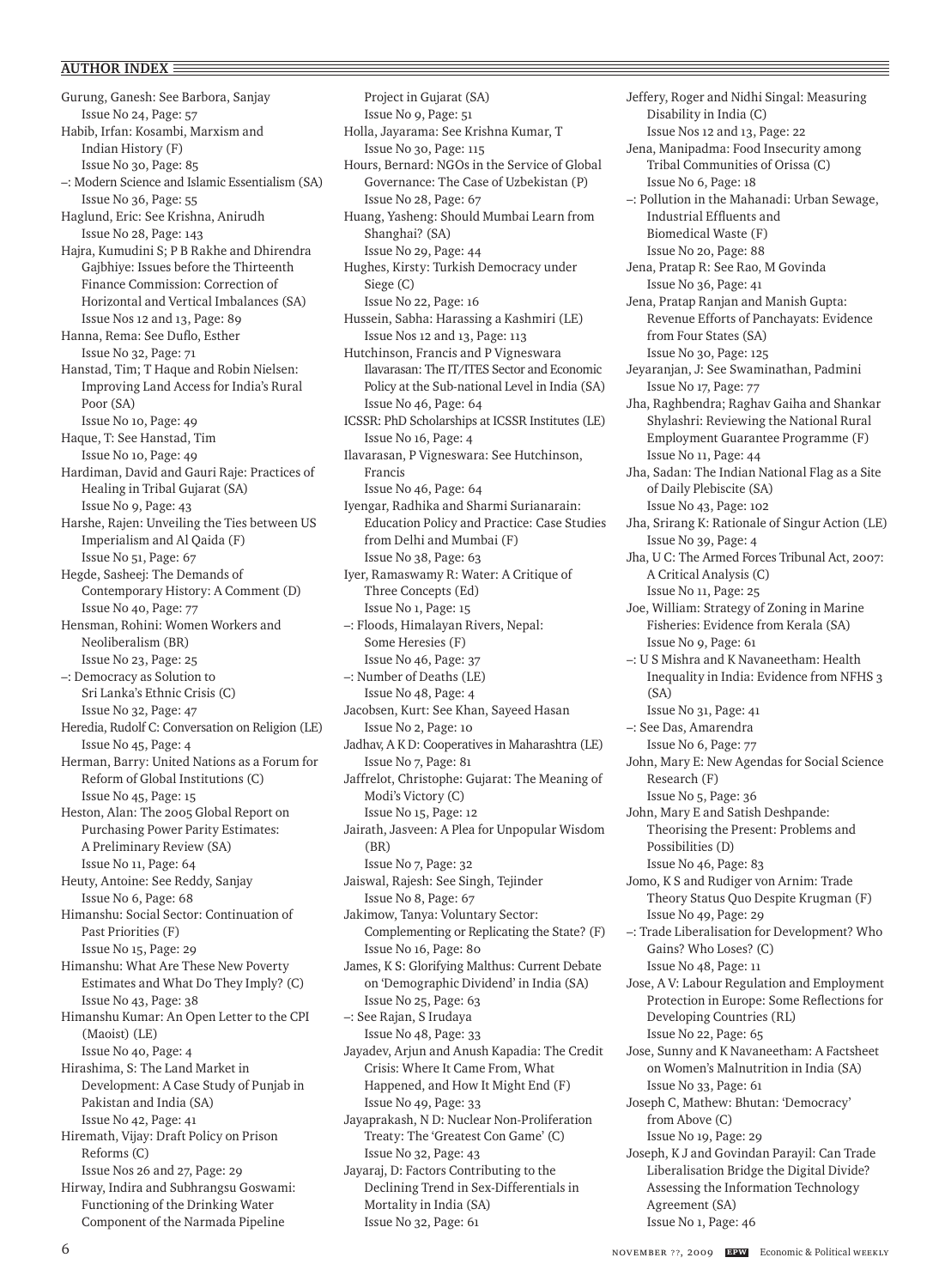## AUTHOR INDEX

Gurung, Ganesh: See Barbora, Sanjay
Issue No 24, Page: 57

Habib, Irfan: Kosambi, Marxism and Indian History (F)
Issue No 30, Page: 85

–: Modern Science and Islamic Essentialism (SA)
Issue No 36, Page: 55

Haglund, Eric: See Krishna, Anirudh
Issue No 28, Page: 143

Hajra, Kumudini S; P B Rakhe and Dhirendra Gajbhiye: Issues before the Thirteenth Finance Commission: Correction of Horizontal and Vertical Imbalances (SA)
Issue Nos 12 and 13, Page: 89

Hanna, Rema: See Duflo, Esther
Issue No 32, Page: 71

Hanstad, Tim; T Haque and Robin Nielsen: Improving Land Access for India's Rural Poor (SA)
Issue No 10, Page: 49

Haque, T: See Hanstad, Tim
Issue No 10, Page: 49

Hardiman, David and Gauri Raje: Practices of Healing in Tribal Gujarat (SA)
Issue No 9, Page: 43

Harshe, Rajen: Unveiling the Ties between US Imperialism and Al Qaida (F)
Issue No 51, Page: 67

Hegde, Sasheej: The Demands of Contemporary History: A Comment (D)
Issue No 40, Page: 77

Hensman, Rohini: Women Workers and Neoliberalism (BR)
Issue No 23, Page: 25

–: Democracy as Solution to Sri Lanka's Ethnic Crisis (C)
Issue No 32, Page: 47

Heredia, Rudolf C: Conversation on Religion (LE)
Issue No 45, Page: 4

Herman, Barry: United Nations as a Forum for Reform of Global Institutions (C)
Issue No 45, Page: 15

Heston, Alan: The 2005 Global Report on Purchasing Power Parity Estimates: A Preliminary Review (SA)
Issue No 11, Page: 64

Heuty, Antoine: See Reddy, Sanjay
Issue No 6, Page: 68

Himanshu: Social Sector: Continuation of Past Priorities (F)
Issue No 15, Page: 29

Himanshu: What Are These New Poverty Estimates and What Do They Imply? (C)
Issue No 43, Page: 38

Himanshu Kumar: An Open Letter to the CPI (Maoist) (LE)
Issue No 40, Page: 4

Hirashima, S: The Land Market in Development: A Case Study of Punjab in Pakistan and India (SA)
Issue No 42, Page: 41

Hiremath, Vijay: Draft Policy on Prison Reforms (C)
Issue Nos 26 and 27, Page: 29

Hirway, Indira and Subhrangsu Goswami: Functioning of the Drinking Water Component of the Narmada Pipeline Project in Gujarat (SA)
Issue No 9, Page: 51

Holla, Jayarama: See Krishna Kumar, T
Issue No 30, Page: 115

Hours, Bernard: NGOs in the Service of Global Governance: The Case of Uzbekistan (P)
Issue No 28, Page: 67

Huang, Yasheng: Should Mumbai Learn from Shanghai? (SA)
Issue No 29, Page: 44

Hughes, Kirsty: Turkish Democracy under Siege (C)
Issue No 22, Page: 16

Hussein, Sabha: Harassing a Kashmiri (LE)
Issue Nos 12 and 13, Page: 113

Hutchinson, Francis and P Vigneswara Ilavarasan: The IT/ITES Sector and Economic Policy at the Sub-national Level in India (SA)
Issue No 46, Page: 64

ICSSR: PhD Scholarships at ICSSR Institutes (LE)
Issue No 16, Page: 4

Ilavarasan, P Vigneswara: See Hutchinson, Francis
Issue No 46, Page: 64

Iyengar, Radhika and Sharmi Surianarain: Education Policy and Practice: Case Studies from Delhi and Mumbai (F)
Issue No 38, Page: 63

Iyer, Ramaswamy R: Water: A Critique of Three Concepts (Ed)
Issue No 1, Page: 15

–: Floods, Himalayan Rivers, Nepal: Some Heresies (F)
Issue No 46, Page: 37

–: Number of Deaths (LE)
Issue No 48, Page: 4

Jacobsen, Kurt: See Khan, Sayeed Hasan
Issue No 2, Page: 10

Jadhav, A K D: Cooperatives in Maharashtra (LE)
Issue No 7, Page: 81

Jaffrelot, Christophe: Gujarat: The Meaning of Modi's Victory (C)
Issue No 15, Page: 12

Jairath, Jasveen: A Plea for Unpopular Wisdom (BR)
Issue No 7, Page: 32

Jaiswal, Rajesh: See Singh, Tejinder
Issue No 8, Page: 67

Jakimow, Tanya: Voluntary Sector: Complementing or Replicating the State? (F)
Issue No 16, Page: 80

James, K S: Glorifying Malthus: Current Debate on 'Demographic Dividend' in India (SA)
Issue No 25, Page: 63

–: See Rajan, S Irudaya
Issue No 48, Page: 33

Jayadev, Arjun and Anush Kapadia: The Credit Crisis: Where It Came From, What Happened, and How It Might End (F)
Issue No 49, Page: 33

Jayaprakash, N D: Nuclear Non-Proliferation Treaty: The 'Greatest Con Game' (C)
Issue No 32, Page: 43

Jayaraj, D: Factors Contributing to the Declining Trend in Sex-Differentials in Mortality in India (SA)
Issue No 32, Page: 61

Jeffery, Roger and Nidhi Singal: Measuring Disability in India (C)
Issue Nos 12 and 13, Page: 22

Jena, Manipadma: Food Insecurity among Tribal Communities of Orissa (C)
Issue No 6, Page: 18

–: Pollution in the Mahanadi: Urban Sewage, Industrial Effluents and Biomedical Waste (F)
Issue No 20, Page: 88

Jena, Pratap R: See Rao, M Govinda
Issue No 36, Page: 41

Jena, Pratap Ranjan and Manish Gupta: Revenue Efforts of Panchayats: Evidence from Four States (SA)
Issue No 30, Page: 125

Jeyaranjan, J: See Swaminathan, Padmini
Issue No 17, Page: 77

Jha, Raghbendra; Raghav Gaiha and Shankar Shylashri: Reviewing the National Rural Employment Guarantee Programme (F)
Issue No 11, Page: 44

Jha, Sadan: The Indian National Flag as a Site of Daily Plebiscite (SA)
Issue No 43, Page: 102

Jha, Srirang K: Rationale of Singur Action (LE)
Issue No 39, Page: 4

Jha, U C: The Armed Forces Tribunal Act, 2007: A Critical Analysis (C)
Issue No 11, Page: 25

Joe, William: Strategy of Zoning in Marine Fisheries: Evidence from Kerala (SA)
Issue No 9, Page: 61

–: U S Mishra and K Navaneetham: Health Inequality in India: Evidence from NFHS 3 (SA)
Issue No 31, Page: 41

–: See Das, Amarendra
Issue No 6, Page: 77

John, Mary E: New Agendas for Social Science Research (F)
Issue No 5, Page: 36

John, Mary E and Satish Deshpande: Theorising the Present: Problems and Possibilities (D)
Issue No 46, Page: 83

Jomo, K S and Rudiger von Arnim: Trade Theory Status Quo Despite Krugman (F)
Issue No 49, Page: 29

–: Trade Liberalisation for Development? Who Gains? Who Loses? (C)
Issue No 48, Page: 11

Jose, A V: Labour Regulation and Employment Protection in Europe: Some Reflections for Developing Countries (RL)
Issue No 22, Page: 65

Jose, Sunny and K Navaneetham: A Factsheet on Women's Malnutrition in India (SA)
Issue No 33, Page: 61

Joseph C, Mathew: Bhutan: 'Democracy' from Above (C)
Issue No 19, Page: 29

Joseph, K J and Govindan Parayil: Can Trade Liberalisation Bridge the Digital Divide? Assessing the Information Technology Agreement (SA)
Issue No 1, Page: 46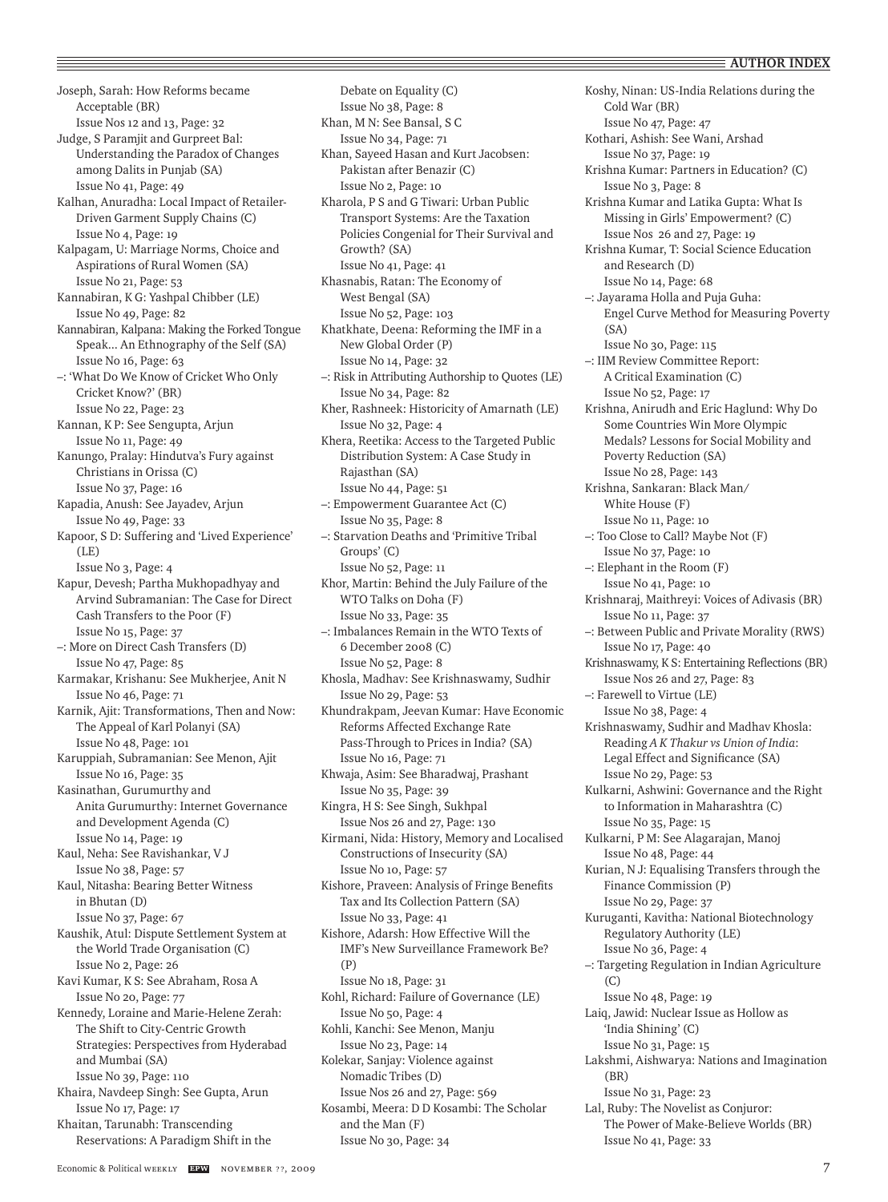Joseph, Sarah: How Reforms became Acceptable (BR)
Issue Nos 12 and 13, Page: 32

Judge, S Paramjit and Gurpreet Bal: Understanding the Paradox of Changes among Dalits in Punjab (SA)
Issue No 41, Page: 49

Kalhan, Anuradha: Local Impact of Retailer-Driven Garment Supply Chains (C)
Issue No 4, Page: 19

Kalpagam, U: Marriage Norms, Choice and Aspirations of Rural Women (SA)
Issue No 21, Page: 53

Kannabiran, K G: Yashpal Chibber (LE)
Issue No 49, Page: 82

Kannabiran, Kalpana: Making the Forked Tongue Speak... An Ethnography of the Self (SA)
Issue No 16, Page: 63

–: 'What Do We Know of Cricket Who Only Cricket Know?' (BR)
Issue No 22, Page: 23

Kannan, K P: See Sengupta, Arjun
Issue No 11, Page: 49

Kanungo, Pralay: Hindutva's Fury against Christians in Orissa (C)
Issue No 37, Page: 16

Kapadia, Anush: See Jayadev, Arjun
Issue No 49, Page: 33

Kapoor, S D: Suffering and 'Lived Experience' (LE)
Issue No 3, Page: 4

Kapur, Devesh; Partha Mukhopadhyay and Arvind Subramanian: The Case for Direct Cash Transfers to the Poor (F)
Issue No 15, Page: 37

–: More on Direct Cash Transfers (D)
Issue No 47, Page: 85

Karmakar, Krishanu: See Mukherjee, Anit N
Issue No 46, Page: 71

Karnik, Ajit: Transformations, Then and Now: The Appeal of Karl Polanyi (SA)
Issue No 48, Page: 101

Karuppiah, Subramanian: See Menon, Ajit
Issue No 16, Page: 35

Kasinathan, Gurumurthy and Anita Gurumurthy: Internet Governance and Development Agenda (C)
Issue No 14, Page: 19

Kaul, Neha: See Ravishankar, V J
Issue No 38, Page: 57

Kaul, Nitasha: Bearing Better Witness in Bhutan (D)
Issue No 37, Page: 67

Kaushik, Atul: Dispute Settlement System at the World Trade Organisation (C)
Issue No 2, Page: 26

Kavi Kumar, K S: See Abraham, Rosa A
Issue No 20, Page: 77

Kennedy, Loraine and Marie-Helene Zerah: The Shift to City-Centric Growth Strategies: Perspectives from Hyderabad and Mumbai (SA)
Issue No 39, Page: 110

Khaira, Navdeep Singh: See Gupta, Arun
Issue No 17, Page: 17

Khaitan, Tarunabh: Transcending Reservations: A Paradigm Shift in the Debate on Equality (C)
Issue No 38, Page: 8

Khan, M N: See Bansal, S C
Issue No 34, Page: 71

Khan, Sayeed Hasan and Kurt Jacobsen: Pakistan after Benazir (C)
Issue No 2, Page: 10

Kharola, P S and G Tiwari: Urban Public Transport Systems: Are the Taxation Policies Congenial for Their Survival and Growth? (SA)
Issue No 41, Page: 41

Khasnabis, Ratan: The Economy of West Bengal (SA)
Issue No 52, Page: 103

Khatkhate, Deena: Reforming the IMF in a New Global Order (P)
Issue No 14, Page: 32

–: Risk in Attributing Authorship to Quotes (LE)
Issue No 34, Page: 82

Kher, Rashneek: Historicity of Amarnath (LE)
Issue No 32, Page: 4

Khera, Reetika: Access to the Targeted Public Distribution System: A Case Study in Rajasthan (SA)
Issue No 44, Page: 51

–: Empowerment Guarantee Act (C)
Issue No 35, Page: 8

–: Starvation Deaths and 'Primitive Tribal Groups' (C)
Issue No 52, Page: 11

Khor, Martin: Behind the July Failure of the WTO Talks on Doha (F)
Issue No 33, Page: 35

–: Imbalances Remain in the WTO Texts of 6 December 2008 (C)
Issue No 52, Page: 8

Khosla, Madhav: See Krishnaswamy, Sudhir
Issue No 29, Page: 53

Khundrakpam, Jeevan Kumar: Have Economic Reforms Affected Exchange Rate Pass-Through to Prices in India? (SA)
Issue No 16, Page: 71

Khwaja, Asim: See Bharadwaj, Prashant
Issue No 35, Page: 39

Kingra, H S: See Singh, Sukhpal
Issue Nos 26 and 27, Page: 130

Kirmani, Nida: History, Memory and Localised Constructions of Insecurity (SA)
Issue No 10, Page: 57

Kishore, Praveen: Analysis of Fringe Benefits Tax and Its Collection Pattern (SA)
Issue No 33, Page: 41

Kishore, Adarsh: How Effective Will the IMF's New Surveillance Framework Be? (P)
Issue No 18, Page: 31

Kohl, Richard: Failure of Governance (LE)
Issue No 50, Page: 4

Kohli, Kanchi: See Menon, Manju
Issue No 23, Page: 14

Kolekar, Sanjay: Violence against Nomadic Tribes (D)
Issue Nos 26 and 27, Page: 569

Kosambi, Meera: D D Kosambi: The Scholar and the Man (F)
Issue No 30, Page: 34

Koshy, Ninan: US-India Relations during the Cold War (BR)
Issue No 47, Page: 47

Kothari, Ashish: See Wani, Arshad
Issue No 37, Page: 19

Krishna Kumar: Partners in Education? (C)
Issue No 3, Page: 8

Krishna Kumar and Latika Gupta: What Is Missing in Girls' Empowerment? (C)
Issue Nos 26 and 27, Page: 19

Krishna Kumar, T: Social Science Education and Research (D)
Issue No 14, Page: 68

–: Jayarama Holla and Puja Guha: Engel Curve Method for Measuring Poverty (SA)
Issue No 30, Page: 115

–: IIM Review Committee Report: A Critical Examination (C)
Issue No 52, Page: 17

Krishna, Anirudh and Eric Haglund: Why Do Some Countries Win More Olympic Medals? Lessons for Social Mobility and Poverty Reduction (SA)
Issue No 28, Page: 143

Krishna, Sankaran: Black Man/ White House (F)
Issue No 11, Page: 10

–: Too Close to Call? Maybe Not (F)
Issue No 37, Page: 10

–: Elephant in the Room (F)
Issue No 41, Page: 10

Krishnaraj, Maithreyi: Voices of Adivasis (BR)
Issue No 11, Page: 37

–: Between Public and Private Morality (RWS)
Issue No 17, Page: 40

Krishnaswamy, K S: Entertaining Reflections (BR)
Issue Nos 26 and 27, Page: 83

–: Farewell to Virtue (LE)
Issue No 38, Page: 4

Krishnaswamy, Sudhir and Madhav Khosla: Reading *A K Thakur vs Union of India*: Legal Effect and Significance (SA)
Issue No 29, Page: 53

Kulkarni, Ashwini: Governance and the Right to Information in Maharashtra (C)
Issue No 35, Page: 15

Kulkarni, P M: See Alagarajan, Manoj
Issue No 48, Page: 44

Kurian, N J: Equalising Transfers through the Finance Commission (P)
Issue No 29, Page: 37

Kuruganti, Kavitha: National Biotechnology Regulatory Authority (LE)
Issue No 36, Page: 4

–: Targeting Regulation in Indian Agriculture (C)
Issue No 48, Page: 19

Laiq, Jawid: Nuclear Issue as Hollow as 'India Shining' (C)
Issue No 31, Page: 15

Lakshmi, Aishwarya: Nations and Imagination (BR)
Issue No 31, Page: 23

Lal, Ruby: The Novelist as Conjuror: The Power of Make-Believe Worlds (BR)
Issue No 41, Page: 33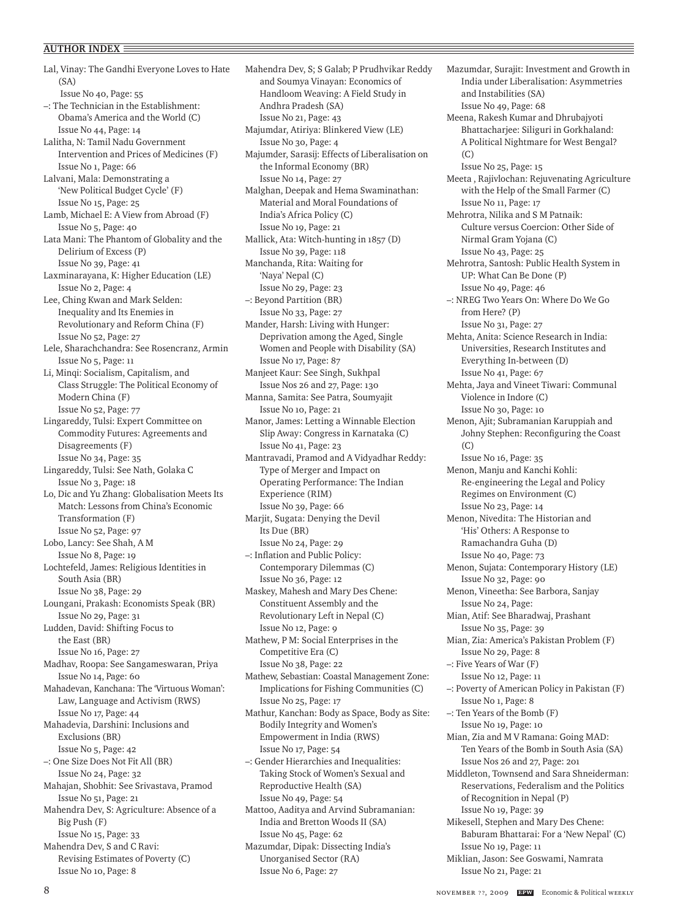## AUTHOR INDEX

Lal, Vinay: The Gandhi Everyone Loves to Hate (SA)
Issue No 40, Page: 55

–: The Technician in the Establishment: Obama's America and the World (C)
Issue No 44, Page: 14

Lalitha, N: Tamil Nadu Government Intervention and Prices of Medicines (F)
Issue No 1, Page: 66

Lalvani, Mala: Demonstrating a 'New Political Budget Cycle' (F)
Issue No 15, Page: 25

Lamb, Michael E: A View from Abroad (F)
Issue No 5, Page: 40

Lata Mani: The Phantom of Globality and the Delirium of Excess (P)
Issue No 39, Page: 41

Laxminarayana, K: Higher Education (LE)
Issue No 2, Page: 4

Lee, Ching Kwan and Mark Selden: Inequality and Its Enemies in Revolutionary and Reform China (F)
Issue No 52, Page: 27

Lele, Sharachchandra: See Rosencranz, Armin
Issue No 5, Page: 11

Li, Minqi: Socialism, Capitalism, and Class Struggle: The Political Economy of Modern China (F)
Issue No 52, Page: 77

Lingareddy, Tulsi: Expert Committee on Commodity Futures: Agreements and Disagreements (F)
Issue No 34, Page: 35

Lingareddy, Tulsi: See Nath, Golaka C
Issue No 3, Page: 18

Lo, Dic and Yu Zhang: Globalisation Meets Its Match: Lessons from China's Economic Transformation (F)
Issue No 52, Page: 97

Lobo, Lancy: See Shah, A M
Issue No 8, Page: 19

Lochtefeld, James: Religious Identities in South Asia (BR)
Issue No 38, Page: 29

Loungani, Prakash: Economists Speak (BR)
Issue No 29, Page: 31

Ludden, David: Shifting Focus to the East (BR)
Issue No 16, Page: 27

Madhav, Roopa: See Sangameswaran, Priya
Issue No 14, Page: 60

Mahadevan, Kanchana: The 'Virtuous Woman': Law, Language and Activism (RWS)
Issue No 17, Page: 44

Mahadevia, Darshini: Inclusions and Exclusions (BR)
Issue No 5, Page: 42

–: One Size Does Not Fit All (BR)
Issue No 24, Page: 32

Mahajan, Shobhit: See Srivastava, Pramod
Issue No 51, Page: 21

Mahendra Dev, S: Agriculture: Absence of a Big Push (F)
Issue No 15, Page: 33

Mahendra Dev, S and C Ravi: Revising Estimates of Poverty (C)
Issue No 10, Page: 8

Mahendra Dev, S; S Galab; P Prudhvikar Reddy and Soumya Vinayan: Economics of Handloom Weaving: A Field Study in Andhra Pradesh (SA)
Issue No 21, Page: 43

Majumdar, Atiriya: Blinkered View (LE)
Issue No 30, Page: 4

Majumder, Sarasij: Effects of Liberalisation on the Informal Economy (BR)
Issue No 14, Page: 27

Malghan, Deepak and Hema Swaminathan: Material and Moral Foundations of India's Africa Policy (C)
Issue No 19, Page: 21

Mallick, Ata: Witch-hunting in 1857 (D)
Issue No 39, Page: 118

Manchanda, Rita: Waiting for 'Naya' Nepal (C)
Issue No 29, Page: 23

–: Beyond Partition (BR)
Issue No 33, Page: 27

Mander, Harsh: Living with Hunger: Deprivation among the Aged, Single Women and People with Disability (SA)
Issue No 17, Page: 87

Manjeet Kaur: See Singh, Sukhpal
Issue Nos 26 and 27, Page: 130

Manna, Samita: See Patra, Soumyajit
Issue No 10, Page: 21

Manor, James: Letting a Winnable Election Slip Away: Congress in Karnataka (C)
Issue No 41, Page: 23

Mantravadi, Pramod and A Vidyadhar Reddy: Type of Merger and Impact on Operating Performance: The Indian Experience (RIM)
Issue No 39, Page: 66

Marjit, Sugata: Denying the Devil Its Due (BR)
Issue No 24, Page: 29

–: Inflation and Public Policy: Contemporary Dilemmas (C)
Issue No 36, Page: 12

Maskey, Mahesh and Mary Des Chene: Constituent Assembly and the Revolutionary Left in Nepal (C)
Issue No 12, Page: 9

Mathew, P M: Social Enterprises in the Competitive Era (C)
Issue No 38, Page: 22

Mathew, Sebastian: Coastal Management Zone: Implications for Fishing Communities (C)
Issue No 25, Page: 17

Mathur, Kanchan: Body as Space, Body as Site: Bodily Integrity and Women's Empowerment in India (RWS)
Issue No 17, Page: 54

–: Gender Hierarchies and Inequalities: Taking Stock of Women's Sexual and Reproductive Health (SA)
Issue No 49, Page: 54

Mattoo, Aaditya and Arvind Subramanian: India and Bretton Woods II (SA)
Issue No 45, Page: 62

Mazumdar, Dipak: Dissecting India's Unorganised Sector (RA)
Issue No 6, Page: 27

Mazumdar, Surajit: Investment and Growth in India under Liberalisation: Asymmetries and Instabilities (SA)
Issue No 49, Page: 68

Meena, Rakesh Kumar and Dhrubajyoti Bhattacharjee: Siliguri in Gorkhaland: A Political Nightmare for West Bengal? (C)
Issue No 25, Page: 15

Meeta , Rajivlochan: Rejuvenating Agriculture with the Help of the Small Farmer (C)
Issue No 11, Page: 17

Mehrotra, Nilika and S M Patnaik: Culture versus Coercion: Other Side of Nirmal Gram Yojana (C)
Issue No 43, Page: 25

Mehrotra, Santosh: Public Health System in UP: What Can Be Done (P)
Issue No 49, Page: 46

–: NREG Two Years On: Where Do We Go from Here? (P)
Issue No 31, Page: 27

Mehta, Anita: Science Research in India: Universities, Research Institutes and Everything In-between (D)
Issue No 41, Page: 67

Mehta, Jaya and Vineet Tiwari: Communal Violence in Indore (C)
Issue No 30, Page: 10

Menon, Ajit; Subramanian Karuppiah and Johny Stephen: Reconfiguring the Coast (C)
Issue No 16, Page: 35

Menon, Manju and Kanchi Kohli: Re-engineering the Legal and Policy Regimes on Environment (C)
Issue No 23, Page: 14

Menon, Nivedita: The Historian and 'His' Others: A Response to Ramachandra Guha (D)
Issue No 40, Page: 73

Menon, Sujata: Contemporary History (LE)
Issue No 32, Page: 90

Menon, Vineetha: See Barbora, Sanjay
Issue No 24, Page:

Mian, Atif: See Bharadwaj, Prashant
Issue No 35, Page: 39

Mian, Zia: America's Pakistan Problem (F)
Issue No 29, Page: 8

–: Five Years of War (F)
Issue No 12, Page: 11

–: Poverty of American Policy in Pakistan (F)
Issue No 1, Page: 8

–: Ten Years of the Bomb (F)
Issue No 19, Page: 10

Mian, Zia and M V Ramana: Going MAD: Ten Years of the Bomb in South Asia (SA)
Issue Nos 26 and 27, Page: 201

Middleton, Townsend and Sara Shneiderman: Reservations, Federalism and the Politics of Recognition in Nepal (P)
Issue No 19, Page: 39

Mikesell, Stephen and Mary Des Chene: Baburam Bhattarai: For a 'New Nepal' (C)
Issue No 19, Page: 11

Miklian, Jason: See Goswami, Namrata
Issue No 21, Page: 21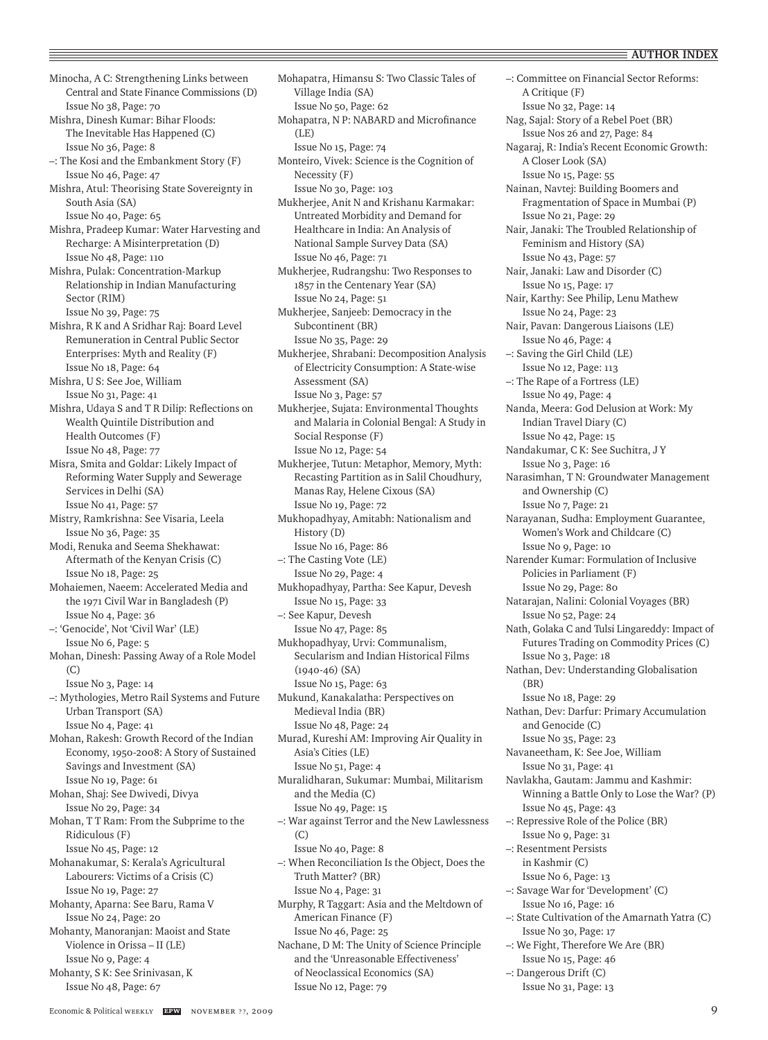Minocha, A C: Strengthening Links between Central and State Finance Commissions (D)
Issue No 38, Page: 70

Mishra, Dinesh Kumar: Bihar Floods: The Inevitable Has Happened (C)
Issue No 36, Page: 8

–: The Kosi and the Embankment Story (F)
Issue No 46, Page: 47

Mishra, Atul: Theorising State Sovereignty in South Asia (SA)
Issue No 40, Page: 65

Mishra, Pradeep Kumar: Water Harvesting and Recharge: A Misinterpretation (D)
Issue No 48, Page: 110

Mishra, Pulak: Concentration-Markup Relationship in Indian Manufacturing Sector (RIM)
Issue No 39, Page: 75

Mishra, R K and A Sridhar Raj: Board Level Remuneration in Central Public Sector Enterprises: Myth and Reality (F)
Issue No 18, Page: 64

Mishra, U S: See Joe, William
Issue No 31, Page: 41

Mishra, Udaya S and T R Dilip: Reflections on Wealth Quintile Distribution and Health Outcomes (F)
Issue No 48, Page: 77

Misra, Smita and Goldar: Likely Impact of Reforming Water Supply and Sewerage Services in Delhi (SA)
Issue No 41, Page: 57

Mistry, Ramkrishna: See Visaria, Leela
Issue No 36, Page: 35

Modi, Renuka and Seema Shekhawat: Aftermath of the Kenyan Crisis (C)
Issue No 18, Page: 25

Mohaiemen, Naeem: Accelerated Media and the 1971 Civil War in Bangladesh (P)
Issue No 4, Page: 36

–: 'Genocide', Not 'Civil War' (LE)
Issue No 6, Page: 5

Mohan, Dinesh: Passing Away of a Role Model (C)
Issue No 3, Page: 14

–: Mythologies, Metro Rail Systems and Future Urban Transport (SA)
Issue No 4, Page: 41

Mohan, Rakesh: Growth Record of the Indian Economy, 1950-2008: A Story of Sustained Savings and Investment (SA)
Issue No 19, Page: 61

Mohan, Shaj: See Dwivedi, Divya
Issue No 29, Page: 34

Mohan, T T Ram: From the Subprime to the Ridiculous (F)
Issue No 45, Page: 12

Mohanakumar, S: Kerala's Agricultural Labourers: Victims of a Crisis (C)
Issue No 19, Page: 27

Mohanty, Aparna: See Baru, Rama V
Issue No 24, Page: 20

Mohanty, Manoranjan: Maoist and State Violence in Orissa – II (LE)
Issue No 9, Page: 4

Mohanty, S K: See Srinivasan, K
Issue No 48, Page: 67

Mohapatra, Himansu S: Two Classic Tales of Village India (SA)
Issue No 50, Page: 62

Mohapatra, N P: NABARD and Microfinance (LE)
Issue No 15, Page: 74

Monteiro, Vivek: Science is the Cognition of Necessity (F)
Issue No 30, Page: 103

Mukherjee, Anit N and Krishanu Karmakar: Untreated Morbidity and Demand for Healthcare in India: An Analysis of National Sample Survey Data (SA)
Issue No 46, Page: 71

Mukherjee, Rudrangshu: Two Responses to 1857 in the Centenary Year (SA)
Issue No 24, Page: 51

Mukherjee, Sanjeeb: Democracy in the Subcontinent (BR)
Issue No 35, Page: 29

Mukherjee, Shrabani: Decomposition Analysis of Electricity Consumption: A State-wise Assessment (SA)
Issue No 3, Page: 57

Mukherjee, Sujata: Environmental Thoughts and Malaria in Colonial Bengal: A Study in Social Response (F)
Issue No 12, Page: 54

Mukherjee, Tutun: Metaphor, Memory, Myth: Recasting Partition as in Salil Choudhury, Manas Ray, Helene Cixous (SA)
Issue No 19, Page: 72

Mukhopadhyay, Amitabh: Nationalism and History (D)
Issue No 16, Page: 86

–: The Casting Vote (LE)
Issue No 29, Page: 4

Mukhopadhyay, Partha: See Kapur, Devesh
Issue No 15, Page: 33

–: See Kapur, Devesh
Issue No 47, Page: 85

Mukhopadhyay, Urvi: Communalism, Secularism and Indian Historical Films (1940-46) (SA)
Issue No 15, Page: 63

Mukund, Kanakalatha: Perspectives on Medieval India (BR)
Issue No 48, Page: 24

Murad, Kureshi AM: Improving Air Quality in Asia's Cities (LE)
Issue No 51, Page: 4

Muralidharan, Sukumar: Mumbai, Militarism and the Media (C)
Issue No 49, Page: 15

–: War against Terror and the New Lawlessness (C)
Issue No 40, Page: 8

–: When Reconciliation Is the Object, Does the Truth Matter? (BR)
Issue No 4, Page: 31

Murphy, R Taggart: Asia and the Meltdown of American Finance (F)
Issue No 46, Page: 25

Nachane, D M: The Unity of Science Principle and the 'Unreasonable Effectiveness' of Neoclassical Economics (SA)
Issue No 12, Page: 79

–: Committee on Financial Sector Reforms: A Critique (F)
Issue No 32, Page: 14

Nag, Sajal: Story of a Rebel Poet (BR)
Issue Nos 26 and 27, Page: 84

Nagaraj, R: India's Recent Economic Growth: A Closer Look (SA)
Issue No 15, Page: 55

Nainan, Navtej: Building Boomers and Fragmentation of Space in Mumbai (P)
Issue No 21, Page: 29

Nair, Janaki: The Troubled Relationship of Feminism and History (SA)
Issue No 43, Page: 57

Nair, Janaki: Law and Disorder (C)
Issue No 15, Page: 17

Nair, Karthy: See Philip, Lenu Mathew
Issue No 24, Page: 23

Nair, Pavan: Dangerous Liaisons (LE)
Issue No 46, Page: 4

–: Saving the Girl Child (LE)
Issue No 12, Page: 113

–: The Rape of a Fortress (LE)
Issue No 49, Page: 4

Nanda, Meera: God Delusion at Work: My Indian Travel Diary (C)
Issue No 42, Page: 15

Nandakumar, C K: See Suchitra, J Y
Issue No 3, Page: 16

Narasimhan, T N: Groundwater Management and Ownership (C)
Issue No 7, Page: 21

Narayanan, Sudha: Employment Guarantee, Women's Work and Childcare (C)
Issue No 9, Page: 10

Narender Kumar: Formulation of Inclusive Policies in Parliament (F)
Issue No 29, Page: 80

Natarajan, Nalini: Colonial Voyages (BR)
Issue No 52, Page: 24

Nath, Golaka C and Tulsi Lingareddy: Impact of Futures Trading on Commodity Prices (C)
Issue No 3, Page: 18

Nathan, Dev: Understanding Globalisation (BR)
Issue No 18, Page: 29

Nathan, Dev: Darfur: Primary Accumulation and Genocide (C)
Issue No 35, Page: 23

Navaneetham, K: See Joe, William
Issue No 31, Page: 41

Navlakha, Gautam: Jammu and Kashmir: Winning a Battle Only to Lose the War? (P)
Issue No 45, Page: 43

–: Repressive Role of the Police (BR)
Issue No 9, Page: 31

–: Resentment Persists in Kashmir (C)
Issue No 6, Page: 13

–: Savage War for 'Development' (C)
Issue No 16, Page: 16

–: State Cultivation of the Amarnath Yatra (C)
Issue No 30, Page: 17

–: We Fight, Therefore We Are (BR)
Issue No 15, Page: 46

–: Dangerous Drift (C)
Issue No 31, Page: 13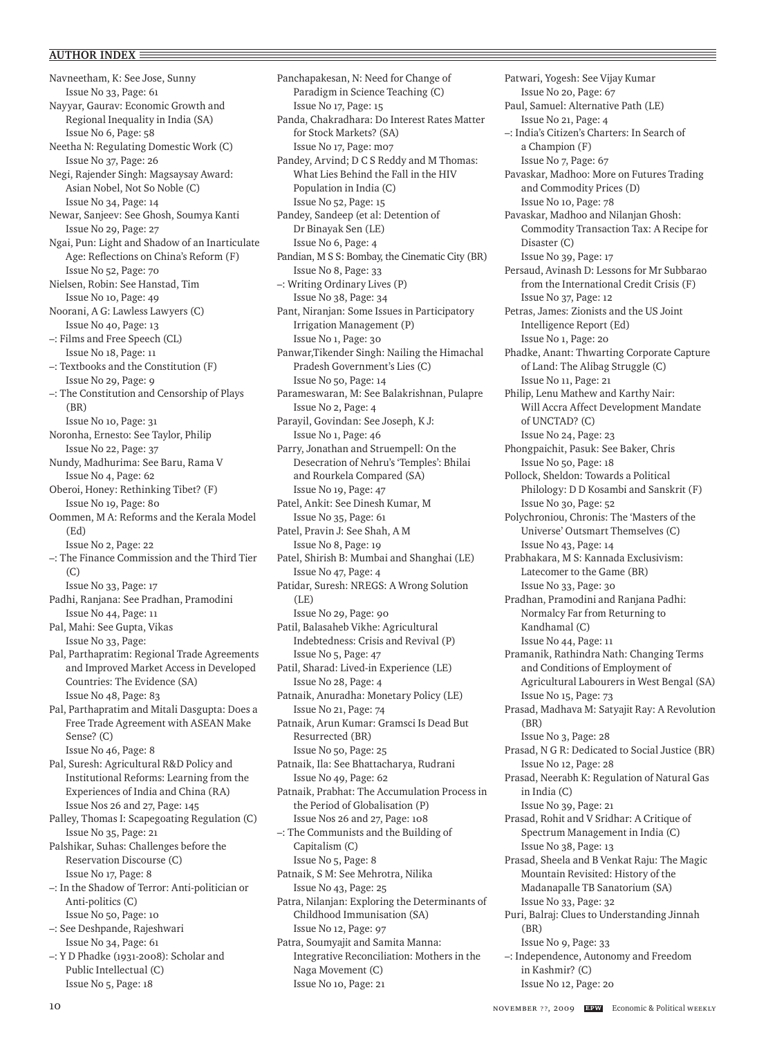## AUTHOR INDEX

Navneetham, K: See Jose, Sunny
Issue No 33, Page: 61

Nayyar, Gaurav: Economic Growth and Regional Inequality in India (SA)
Issue No 6, Page: 58

Neetha N: Regulating Domestic Work (C)
Issue No 37, Page: 26

Negi, Rajender Singh: Magsaysay Award: Asian Nobel, Not So Noble (C)
Issue No 34, Page: 14

Newar, Sanjeev: See Ghosh, Soumya Kanti
Issue No 29, Page: 27

Ngai, Pun: Light and Shadow of an Inarticulate Age: Reflections on China's Reform (F)
Issue No 52, Page: 70

Nielsen, Robin: See Hanstad, Tim
Issue No 10, Page: 49

Noorani, A G: Lawless Lawyers (C)
Issue No 40, Page: 13

–: Films and Free Speech (CL)
Issue No 18, Page: 11

–: Textbooks and the Constitution (F)
Issue No 29, Page: 9

–: The Constitution and Censorship of Plays (BR)
Issue No 10, Page: 31

Noronha, Ernesto: See Taylor, Philip
Issue No 22, Page: 37

Nundy, Madhurima: See Baru, Rama V
Issue No 4, Page: 62

Oberoi, Honey: Rethinking Tibet? (F)
Issue No 19, Page: 80

Oommen, M A: Reforms and the Kerala Model (Ed)
Issue No 2, Page: 22

–: The Finance Commission and the Third Tier (C)
Issue No 33, Page: 17

Padhi, Ranjana: See Pradhan, Pramodini
Issue No 44, Page: 11

Pal, Mahi: See Gupta, Vikas
Issue No 33, Page:

Pal, Parthapratim: Regional Trade Agreements and Improved Market Access in Developed Countries: The Evidence (SA)
Issue No 48, Page: 83

Pal, Parthapratim and Mitali Dasgupta: Does a Free Trade Agreement with ASEAN Make Sense? (C)
Issue No 46, Page: 8

Pal, Suresh: Agricultural R&D Policy and Institutional Reforms: Learning from the Experiences of India and China (RA)
Issue Nos 26 and 27, Page: 145

Palley, Thomas I: Scapegoating Regulation (C)
Issue No 35, Page: 21

Palshikar, Suhas: Challenges before the Reservation Discourse (C)
Issue No 17, Page: 8

–: In the Shadow of Terror: Anti-politician or Anti-politics (C)
Issue No 50, Page: 10

–: See Deshpande, Rajeshwari
Issue No 34, Page: 61

–: Y D Phadke (1931-2008): Scholar and Public Intellectual (C)
Issue No 5, Page: 18

Panchapakesan, N: Need for Change of Paradigm in Science Teaching (C)
Issue No 17, Page: 15

Panda, Chakradhara: Do Interest Rates Matter for Stock Markets? (SA)
Issue No 17, Page: m07

Pandey, Arvind; D C S Reddy and M Thomas: What Lies Behind the Fall in the HIV Population in India (C)
Issue No 52, Page: 15

Pandey, Sandeep (et al: Detention of Dr Binayak Sen (LE)
Issue No 6, Page: 4

Pandian, M S S: Bombay, the Cinematic City (BR)
Issue No 8, Page: 33

–: Writing Ordinary Lives (P)
Issue No 38, Page: 34

Pant, Niranjan: Some Issues in Participatory Irrigation Management (P)
Issue No 1, Page: 30

Panwar,Tikender Singh: Nailing the Himachal Pradesh Government's Lies (C)
Issue No 50, Page: 14

Parameswaran, M: See Balakrishnan, Pulapre
Issue No 2, Page: 4

Parayil, Govindan: See Joseph, K J:
Issue No 1, Page: 46

Parry, Jonathan and Struempell: On the Desecration of Nehru's 'Temples': Bhilai and Rourkela Compared (SA)
Issue No 19, Page: 47

Patel, Ankit: See Dinesh Kumar, M
Issue No 35, Page: 61

Patel, Pravin J: See Shah, A M
Issue No 8, Page: 19

Patel, Shirish B: Mumbai and Shanghai (LE)
Issue No 47, Page: 4

Patidar, Suresh: NREGS: A Wrong Solution (LE)
Issue No 29, Page: 90

Patil, Balasaheb Vikhe: Agricultural Indebtedness: Crisis and Revival (P)
Issue No 5, Page: 47

Patil, Sharad: Lived-in Experience (LE)
Issue No 28, Page: 4

Patnaik, Anuradha: Monetary Policy (LE)
Issue No 21, Page: 74

Patnaik, Arun Kumar: Gramsci Is Dead But Resurrected (BR)
Issue No 50, Page: 25

Patnaik, Ila: See Bhattacharya, Rudrani
Issue No 49, Page: 62

Patnaik, Prabhat: The Accumulation Process in the Period of Globalisation (P)
Issue Nos 26 and 27, Page: 108

–: The Communists and the Building of Capitalism (C)
Issue No 5, Page: 8

Patnaik, S M: See Mehrotra, Nilika
Issue No 43, Page: 25

Patra, Nilanjan: Exploring the Determinants of Childhood Immunisation (SA)
Issue No 12, Page: 97

Patra, Soumyajit and Samita Manna: Integrative Reconciliation: Mothers in the Naga Movement (C)
Issue No 10, Page: 21

Patwari, Yogesh: See Vijay Kumar
Issue No 20, Page: 67

Paul, Samuel: Alternative Path (LE)
Issue No 21, Page: 4

–: India's Citizen's Charters: In Search of a Champion (F)
Issue No 7, Page: 67

Pavaskar, Madhoo: More on Futures Trading and Commodity Prices (D)
Issue No 10, Page: 78

Pavaskar, Madhoo and Nilanjan Ghosh: Commodity Transaction Tax: A Recipe for Disaster (C)
Issue No 39, Page: 17

Persaud, Avinash D: Lessons for Mr Subbarao from the International Credit Crisis (F)
Issue No 37, Page: 12

Petras, James: Zionists and the US Joint Intelligence Report (Ed)
Issue No 1, Page: 20

Phadke, Anant: Thwarting Corporate Capture of Land: The Alibag Struggle (C)
Issue No 11, Page: 21

Philip, Lenu Mathew and Karthy Nair: Will Accra Affect Development Mandate of UNCTAD? (C)
Issue No 24, Page: 23

Phongpaichit, Pasuk: See Baker, Chris
Issue No 50, Page: 18

Pollock, Sheldon: Towards a Political Philology: D D Kosambi and Sanskrit (F)
Issue No 30, Page: 52

Polychroniou, Chronis: The 'Masters of the Universe' Outsmart Themselves (C)
Issue No 43, Page: 14

Prabhakara, M S: Kannada Exclusivism: Latecomer to the Game (BR)
Issue No 33, Page: 30

Pradhan, Pramodini and Ranjana Padhi: Normalcy Far from Returning to Kandhamal (C)
Issue No 44, Page: 11

Pramanik, Rathindra Nath: Changing Terms and Conditions of Employment of Agricultural Labourers in West Bengal (SA)
Issue No 15, Page: 73

Prasad, Madhava M: Satyajit Ray: A Revolution (BR)
Issue No 3, Page: 28

Prasad, N G R: Dedicated to Social Justice (BR)
Issue No 12, Page: 28

Prasad, Neerabh K: Regulation of Natural Gas in India (C)
Issue No 39, Page: 21

Prasad, Rohit and V Sridhar: A Critique of Spectrum Management in India (C)
Issue No 38, Page: 13

Prasad, Sheela and B Venkat Raju: The Magic Mountain Revisited: History of the Madanapalle TB Sanatorium (SA)
Issue No 33, Page: 32

Puri, Balraj: Clues to Understanding Jinnah (BR)
Issue No 9, Page: 33

–: Independence, Autonomy and Freedom in Kashmir? (C)
Issue No 12, Page: 20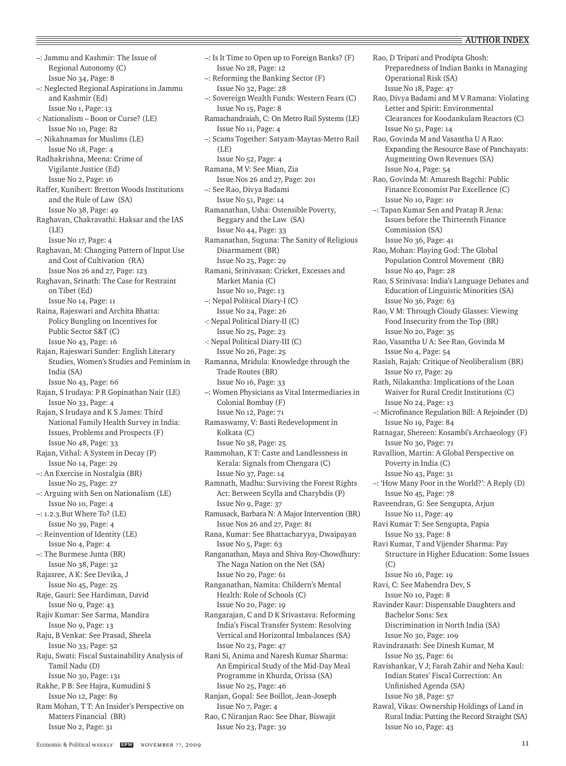–: Jammu and Kashmir: The Issue of Regional Autonomy (C)
Issue No 34, Page: 8

–: Neglected Regional Aspirations in Jammu and Kashmir (Ed)
Issue No 1, Page: 13

-: Nationalism – Boon or Curse? (LE)
Issue No 10, Page: 82

–: Nikahnamas for Muslims (LE)
Issue No 18, Page: 4

Radhakrishna, Meena: Crime of Vigilante Justice (Ed)
Issue No 2, Page: 16

Raffer, Kunibert: Bretton Woods Institutions and the Rule of Law (SA)
Issue No 38, Page: 49

Raghavan, Chakravathi: Haksar and the IAS (LE)
Issue No 17, Page: 4

Raghavan, M: Changing Pattern of Input Use and Cost of Cultivation (RA)
Issue Nos 26 and 27, Page: 123

Raghavan, Srinath: The Case for Restraint on Tibet (Ed)
Issue No 14, Page: 11

Raina, Rajeswari and Archita Bhatta: Policy Bungling on Incentives for Public Sector S&T (C)
Issue No 43, Page: 16

Rajan, Rajeswari Sunder: English Literary Studies, Women's Studies and Feminism in India (SA)
Issue No 43, Page: 66

Rajan, S Irudaya: P R Gopinathan Nair (LE)
Issue No 33, Page: 4

Rajan, S Irudaya and K S James: Third National Family Health Survey in India: Issues, Problems and Prospects (F)
Issue No 48, Page: 33

Rajan, Vithal: A System in Decay (P)
Issue No 14, Page: 29

–: An Exercise in Nostalgia (BR)
Issue No 25, Page: 27

–: Arguing with Sen on Nationalism (LE)
Issue No 10, Page: 4

–: 1.2.3.But Where To? (LE)
Issue No 39, Page: 4

–: Reinvention of Identity (LE)
Issue No 4, Page: 4

–: The Burmese Junta (BR)
Issue No 38, Page: 32

Rajasree, A K: See Devika, J
Issue No 45, Page: 25

Raje, Gauri: See Hardiman, David
Issue No 9, Page: 43

Rajiv Kumar: See Sarma, Mandira
Issue No 9, Page: 13

Raju, B Venkat: See Prasad, Sheela
Issue No 33, Page: 52

Raju, Swati: Fiscal Sustainability Analysis of Tamil Nadu (D)
Issue No 30, Page: 131

Rakhe, P B: See Hajra, Kumudini S
Issue No 12, Page: 89

Ram Mohan, T T: An Insider's Perspective on Matters Financial (BR)
Issue No 2, Page: 31

–: Is It Time to Open up to Foreign Banks? (F)
Issue No 28, Page: 12

–: Reforming the Banking Sector (F)
Issue No 32, Page: 28

–: Sovereign Wealth Funds: Western Fears (C)
Issue No 15, Page: 8

Ramachandraiah, C: On Metro Rail Systems (LE)
Issue No 11, Page: 4

–: Scams Together: Satyam-Maytas-Metro Rail (LE)
Issue No 52, Page: 4

Ramana, M V: See Mian, Zia
Issue Nos 26 and 27, Page: 201

–: See Rao, Divya Badami
Issue No 51, Page: 14

Ramanathan, Usha: Ostensible Poverty, Beggary and the Law (SA)
Issue No 44, Page: 33

Ramanathan, Suguna: The Sanity of Religious Disarmament (BR)
Issue No 25, Page: 29

Ramani, Srinivasan: Cricket, Excesses and Market Mania (C)
Issue No 10, Page: 13

–: Nepal Political Diary-I (C)
Issue No 24, Page: 26

-: Nepal Political Diary-II (C)
Issue No 25, Page: 23

-: Nepal Political Diary-III (C)
Issue No 26, Page: 25

Ramanna, Mridula: Knowledge through the Trade Routes (BR)
Issue No 16, Page: 33

–: Women Physicians as Vital Intermediaries in Colonial Bombay (F)
Issue No 12, Page: 71

Ramaswamy, V: Basti Redevelopment in Kolkata (C)
Issue No 38, Page: 25

Rammohan, K T: Caste and Landlessness in Kerala: Signals from Chengara (C)
Issue No 37, Page: 14

Ramnath, Madhu: Surviving the Forest Rights Act: Between Scylla and Charybdis (P)
Issue No 9, Page: 37

Ramusack, Barbara N: A Major Intervention (BR)
Issue Nos 26 and 27, Page: 81

Rana, Kumar: See Bhattacharyya, Dwaipayan
Issue No 5, Page: 63

Ranganathan, Maya and Shiva Roy-Chowdhury: The Naga Nation on the Net (SA)
Issue No 29, Page: 61

Ranganathan, Namita: Childern's Mental Health: Role of Schools (C)
Issue No 20, Page: 19

Rangarajan, C and D K Srivastava: Reforming India's Fiscal Transfer System: Resolving Vertical and Horizontal Imbalances (SA)
Issue No 23, Page: 47

Rani Si, Anima and Naresh Kumar Sharma: An Empirical Study of the Mid-Day Meal Programme in Khurda, Orissa (SA)
Issue No 25, Page: 46

Ranjan, Gopal: See Boillot, Jean-Joseph
Issue No 7, Page: 4

Rao, C Niranjan Rao: See Dhar, Biswajit
Issue No 23, Page: 39

Rao, D Tripati and Prodipta Ghosh: Preparedness of Indian Banks in Managing Operational Risk (SA)
Issue No 18, Page: 47

Rao, Divya Badami and M V Ramana: Violating Letter and Spirit: Environmental Clearances for Koodankulam Reactors (C)
Issue No 51, Page: 14

Rao, Govinda M and Vasantha U A Rao: Expanding the Resource Base of Panchayats: Augmenting Own Revenues (SA)
Issue No 4, Page: 54

Rao, Govinda M: Amaresh Bagchi: Public Finance Economist Par Excellence (C)
Issue No 10, Page: 10

–: Tapan Kumar Sen and Pratap R Jena: Issues before the Thirteenth Finance Commission (SA)
Issue No 36, Page: 41

Rao, Mohan: Playing God: The Global Population Control Movement (BR)
Issue No 40, Page: 28

Rao, S Srinivasa: India's Language Debates and Education of Linguistic Minorities (SA)
Issue No 36, Page: 63

Rao, V M: Through Cloudy Glasses: Viewing Food Insecurity from the Top (BR)
Issue No 20, Page: 35

Rao, Vasantha U A: See Rao, Govinda M
Issue No 4, Page: 54

Rasiah, Rajah: Critique of Neoliberalism (BR)
Issue No 17, Page: 29

Rath, Nilakantha: Implications of the Loan Waiver for Rural Credit Institutions (C)
Issue No 24, Page: 13

–: Microfinance Regulation Bill: A Rejoinder (D)
Issue No 19, Page: 84

Ratnagar, Shereen: Kosambi's Archaeology (F)
Issue No 30, Page: 71

Ravallion, Martin: A Global Perspective on Poverty in India (C)
Issue No 43, Page: 31

–: 'How Many Poor in the World?': A Reply (D)
Issue No 45, Page: 78

Raveendran, G: See Sengupta, Arjun
Issue No 11, Page: 49

Ravi Kumar T: See Sengupta, Papia
Issue No 33, Page: 8

Ravi Kumar, T and Vijender Sharma: Pay Structure in Higher Education: Some Issues (C)
Issue No 16, Page: 19

Ravi, C: See Mahendra Dev, S
Issue No 10, Page: 8

Ravinder Kaur: Dispensable Daughters and Bachelor Sons: Sex Discrimination in North India (SA)
Issue No 30, Page: 109

Ravindranath: See Dinesh Kumar, M
Issue No 35, Page: 61

Ravishankar, V J; Farah Zahir and Neha Kaul: Indian States' Fiscal Correction: An Unfinished Agenda (SA)
Issue No 38, Page: 57

Rawal, Vikas: Ownership Holdings of Land in Rural India: Putting the Record Straight (SA)
Issue No 10, Page: 43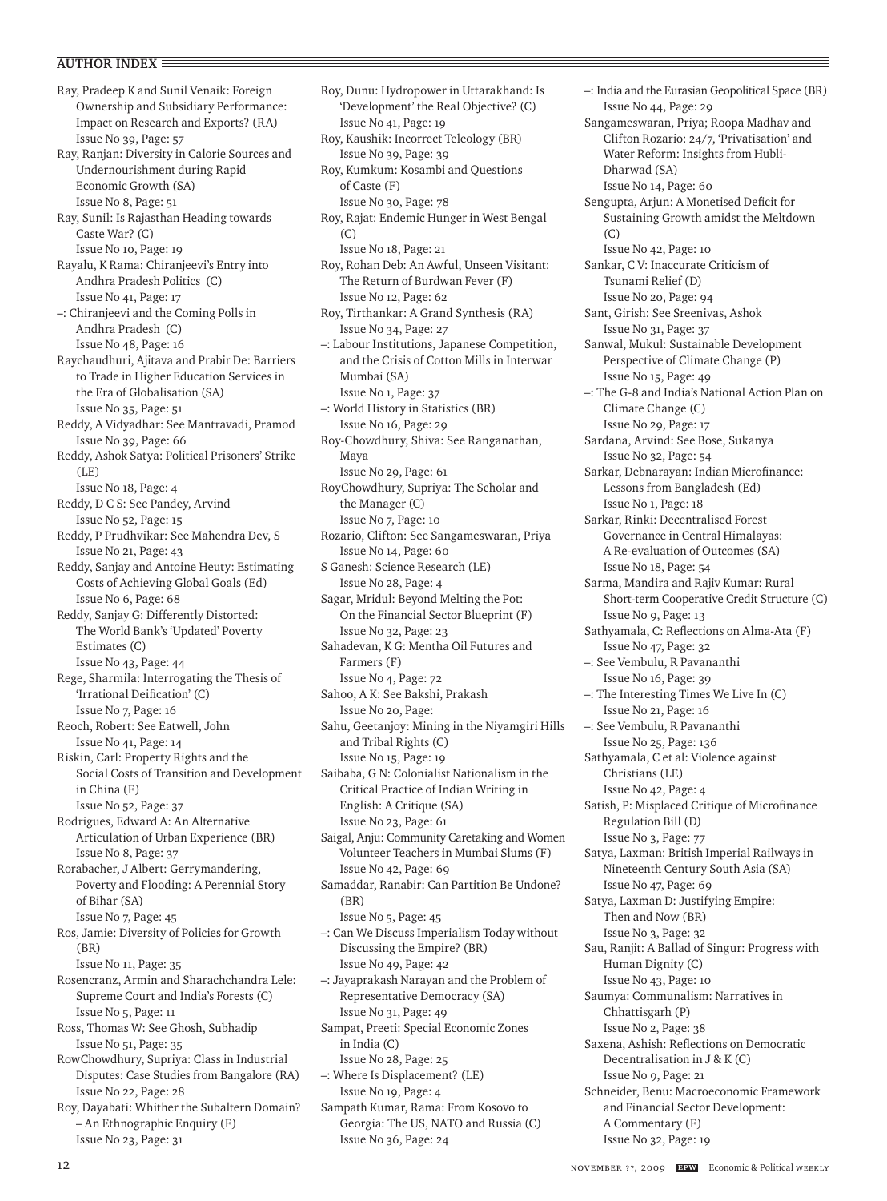## AUTHOR INDEX

Ray, Pradeep K and Sunil Venaik: Foreign Ownership and Subsidiary Performance: Impact on Research and Exports? (RA)
Issue No 39, Page: 57

Ray, Ranjan: Diversity in Calorie Sources and Undernourishment during Rapid Economic Growth (SA)
Issue No 8, Page: 51

Ray, Sunil: Is Rajasthan Heading towards Caste War? (C)
Issue No 10, Page: 19

Rayalu, K Rama: Chiranjeevi's Entry into Andhra Pradesh Politics (C)
Issue No 41, Page: 17

–: Chiranjeevi and the Coming Polls in Andhra Pradesh (C)
Issue No 48, Page: 16

Raychaudhuri, Ajitava and Prabir De: Barriers to Trade in Higher Education Services in the Era of Globalisation (SA)
Issue No 35, Page: 51

Reddy, A Vidyadhar: See Mantravadi, Pramod
Issue No 39, Page: 66

Reddy, Ashok Satya: Political Prisoners' Strike (LE)
Issue No 18, Page: 4

Reddy, D C S: See Pandey, Arvind
Issue No 52, Page: 15

Reddy, P Prudhvikar: See Mahendra Dev, S
Issue No 21, Page: 43

Reddy, Sanjay and Antoine Heuty: Estimating Costs of Achieving Global Goals (Ed)
Issue No 6, Page: 68

Reddy, Sanjay G: Differently Distorted: The World Bank's 'Updated' Poverty Estimates (C)
Issue No 43, Page: 44

Rege, Sharmila: Interrogating the Thesis of 'Irrational Deification' (C)
Issue No 7, Page: 16

Reoch, Robert: See Eatwell, John
Issue No 41, Page: 14

Riskin, Carl: Property Rights and the Social Costs of Transition and Development in China (F)
Issue No 52, Page: 37

Rodrigues, Edward A: An Alternative Articulation of Urban Experience (BR)
Issue No 8, Page: 37

Rorabacher, J Albert: Gerrymandering, Poverty and Flooding: A Perennial Story of Bihar (SA)
Issue No 7, Page: 45

Ros, Jamie: Diversity of Policies for Growth (BR)
Issue No 11, Page: 35

Rosencranz, Armin and Sharachchandra Lele: Supreme Court and India's Forests (C)
Issue No 5, Page: 11

Ross, Thomas W: See Ghosh, Subhadip
Issue No 51, Page: 35

RowChowdhury, Supriya: Class in Industrial Disputes: Case Studies from Bangalore (RA)
Issue No 22, Page: 28

Roy, Dayabati: Whither the Subaltern Domain? – An Ethnographic Enquiry (F)
Issue No 23, Page: 31

Roy, Dunu: Hydropower in Uttarakhand: Is 'Development' the Real Objective? (C)
Issue No 41, Page: 19

Roy, Kaushik: Incorrect Teleology (BR)
Issue No 39, Page: 39

Roy, Kumkum: Kosambi and Questions of Caste (F)
Issue No 30, Page: 78

Roy, Rajat: Endemic Hunger in West Bengal (C)
Issue No 18, Page: 21

Roy, Rohan Deb: An Awful, Unseen Visitant: The Return of Burdwan Fever (F)
Issue No 12, Page: 62

Roy, Tirthankar: A Grand Synthesis (RA)
Issue No 34, Page: 27

–: Labour Institutions, Japanese Competition, and the Crisis of Cotton Mills in Interwar Mumbai (SA)
Issue No 1, Page: 37

–: World History in Statistics (BR)
Issue No 16, Page: 29

Roy-Chowdhury, Shiva: See Ranganathan, Maya
Issue No 29, Page: 61

RoyChowdhury, Supriya: The Scholar and the Manager (C)
Issue No 7, Page: 10

Rozario, Clifton: See Sangameswaran, Priya
Issue No 14, Page: 60

S Ganesh: Science Research (LE)
Issue No 28, Page: 4

Sagar, Mridul: Beyond Melting the Pot: On the Financial Sector Blueprint (F)
Issue No 32, Page: 23

Sahadevan, K G: Mentha Oil Futures and Farmers (F)
Issue No 4, Page: 72

Sahoo, A K: See Bakshi, Prakash
Issue No 20, Page:

Sahu, Geetanjoy: Mining in the Niyamgiri Hills and Tribal Rights (C)
Issue No 15, Page: 19

Saibaba, G N: Colonialist Nationalism in the Critical Practice of Indian Writing in English: A Critique (SA)
Issue No 23, Page: 61

Saigal, Anju: Community Caretaking and Women Volunteer Teachers in Mumbai Slums (F)
Issue No 42, Page: 69

Samaddar, Ranabir: Can Partition Be Undone? (BR)
Issue No 5, Page: 45

–: Can We Discuss Imperialism Today without Discussing the Empire? (BR)
Issue No 49, Page: 42

–: Jayaprakash Narayan and the Problem of Representative Democracy (SA)
Issue No 31, Page: 49

Sampat, Preeti: Special Economic Zones in India (C)
Issue No 28, Page: 25

–: Where Is Displacement? (LE)
Issue No 19, Page: 4

Sampath Kumar, Rama: From Kosovo to Georgia: The US, NATO and Russia (C)
Issue No 36, Page: 24

–: India and the Eurasian Geopolitical Space (BR)
Issue No 44, Page: 29

Sangameswaran, Priya; Roopa Madhav and Clifton Rozario: 24/7, 'Privatisation' and Water Reform: Insights from Hubli-Dharwad (SA)
Issue No 14, Page: 60

Sengupta, Arjun: A Monetised Deficit for Sustaining Growth amidst the Meltdown (C)
Issue No 42, Page: 10

Sankar, C V: Inaccurate Criticism of Tsunami Relief (D)
Issue No 20, Page: 94

Sant, Girish: See Sreenivas, Ashok
Issue No 31, Page: 37

Sanwal, Mukul: Sustainable Development Perspective of Climate Change (P)
Issue No 15, Page: 49

–: The G-8 and India's National Action Plan on Climate Change (C)
Issue No 29, Page: 17

Sardana, Arvind: See Bose, Sukanya
Issue No 32, Page: 54

Sarkar, Debnarayan: Indian Microfinance: Lessons from Bangladesh (Ed)
Issue No 1, Page: 18

Sarkar, Rinki: Decentralised Forest Governance in Central Himalayas: A Re-evaluation of Outcomes (SA)
Issue No 18, Page: 54

Sarma, Mandira and Rajiv Kumar: Rural Short-term Cooperative Credit Structure (C)
Issue No 9, Page: 13

Sathyamala, C: Reflections on Alma-Ata (F)
Issue No 47, Page: 32

–: See Vembulu, R Pavananthi
Issue No 16, Page: 39

–: The Interesting Times We Live In (C)
Issue No 21, Page: 16

–: See Vembulu, R Pavananthi
Issue No 25, Page: 136

Sathyamala, C et al: Violence against Christians (LE)
Issue No 42, Page: 4

Satish, P: Misplaced Critique of Microfinance Regulation Bill (D)
Issue No 3, Page: 77

Satya, Laxman: British Imperial Railways in Nineteenth Century South Asia (SA)
Issue No 47, Page: 69

Satya, Laxman D: Justifying Empire: Then and Now (BR)
Issue No 3, Page: 32

Sau, Ranjit: A Ballad of Singur: Progress with Human Dignity (C)
Issue No 43, Page: 10

Saumya: Communalism: Narratives in Chhattisgarh (P)
Issue No 2, Page: 38

Saxena, Ashish: Reflections on Democratic Decentralisation in J & K (C)
Issue No 9, Page: 21

Schneider, Benu: Macroeconomic Framework and Financial Sector Development: A Commentary (F)
Issue No 32, Page: 19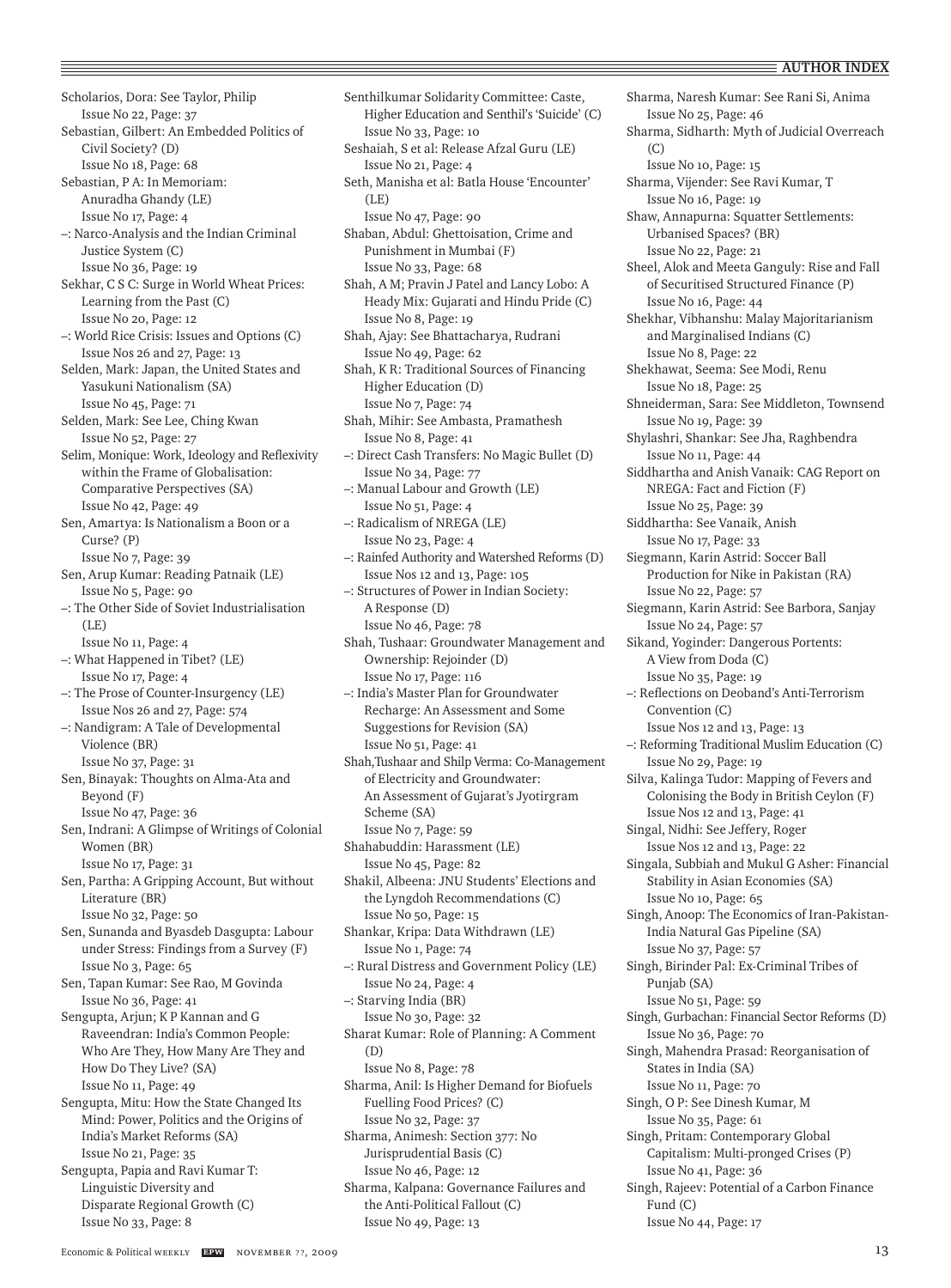Scholarios, Dora: See Taylor, Philip
Issue No 22, Page: 37

Sebastian, Gilbert: An Embedded Politics of Civil Society? (D)
Issue No 18, Page: 68

Sebastian, P A: In Memoriam: Anuradha Ghandy (LE)
Issue No 17, Page: 4

–: Narco-Analysis and the Indian Criminal Justice System (C)
Issue No 36, Page: 19

Sekhar, C S C: Surge in World Wheat Prices: Learning from the Past (C)
Issue No 20, Page: 12

–: World Rice Crisis: Issues and Options (C)
Issue Nos 26 and 27, Page: 13

Selden, Mark: Japan, the United States and Yasukuni Nationalism (SA)
Issue No 45, Page: 71

Selden, Mark: See Lee, Ching Kwan
Issue No 52, Page: 27

Selim, Monique: Work, Ideology and Reflexivity within the Frame of Globalisation: Comparative Perspectives (SA)
Issue No 42, Page: 49

Sen, Amartya: Is Nationalism a Boon or a Curse? (P)
Issue No 7, Page: 39

Sen, Arup Kumar: Reading Patnaik (LE)
Issue No 5, Page: 90

–: The Other Side of Soviet Industrialisation (LE)
Issue No 11, Page: 4

–: What Happened in Tibet? (LE)
Issue No 17, Page: 4

–: The Prose of Counter-Insurgency (LE)
Issue Nos 26 and 27, Page: 574

–: Nandigram: A Tale of Developmental Violence (BR)
Issue No 37, Page: 31

Sen, Binayak: Thoughts on Alma-Ata and Beyond (F)
Issue No 47, Page: 36

Sen, Indrani: A Glimpse of Writings of Colonial Women (BR)
Issue No 17, Page: 31

Sen, Partha: A Gripping Account, But without Literature (BR)
Issue No 32, Page: 50

Sen, Sunanda and Byasdeb Dasgupta: Labour under Stress: Findings from a Survey (F)
Issue No 3, Page: 65

Sen, Tapan Kumar: See Rao, M Govinda
Issue No 36, Page: 41

Sengupta, Arjun; K P Kannan and G Raveendran: India's Common People: Who Are They, How Many Are They and How Do They Live? (SA)
Issue No 11, Page: 49

Sengupta, Mitu: How the State Changed Its Mind: Power, Politics and the Origins of India's Market Reforms (SA)
Issue No 21, Page: 35

Sengupta, Papia and Ravi Kumar T: Linguistic Diversity and Disparate Regional Growth (C)
Issue No 33, Page: 8

Senthilkumar Solidarity Committee: Caste, Higher Education and Senthil's 'Suicide' (C)
Issue No 33, Page: 10

Seshaiah, S et al: Release Afzal Guru (LE)
Issue No 21, Page: 4

Seth, Manisha et al: Batla House 'Encounter' (LE)
Issue No 47, Page: 90

Shaban, Abdul: Ghettoisation, Crime and Punishment in Mumbai (F)
Issue No 33, Page: 68

Shah, A M; Pravin J Patel and Lancy Lobo: A Heady Mix: Gujarati and Hindu Pride (C)
Issue No 8, Page: 19

Shah, Ajay: See Bhattacharya, Rudrani
Issue No 49, Page: 62

Shah, K R: Traditional Sources of Financing Higher Education (D)
Issue No 7, Page: 74

Shah, Mihir: See Ambasta, Pramathesh
Issue No 8, Page: 41

–: Direct Cash Transfers: No Magic Bullet (D)
Issue No 34, Page: 77

–: Manual Labour and Growth (LE)
Issue No 51, Page: 4

–: Radicalism of NREGA (LE)
Issue No 23, Page: 4

–: Rainfed Authority and Watershed Reforms (D)
Issue Nos 12 and 13, Page: 105

–: Structures of Power in Indian Society: A Response (D)
Issue No 46, Page: 78

Shah, Tushaar: Groundwater Management and Ownership: Rejoinder (D)
Issue No 17, Page: 116

–: India's Master Plan for Groundwater Recharge: An Assessment and Some Suggestions for Revision (SA)
Issue No 51, Page: 41

Shah,Tushaar and Shilp Verma: Co-Management of Electricity and Groundwater: An Assessment of Gujarat's Jyotirgram Scheme (SA)
Issue No 7, Page: 59

Shahabuddin: Harassment (LE)
Issue No 45, Page: 82

Shakil, Albeena: JNU Students' Elections and the Lyngdoh Recommendations (C)
Issue No 50, Page: 15

Shankar, Kripa: Data Withdrawn (LE)
Issue No 1, Page: 74

–: Rural Distress and Government Policy (LE)
Issue No 24, Page: 4

–: Starving India (BR)
Issue No 30, Page: 32

Sharat Kumar: Role of Planning: A Comment (D)
Issue No 8, Page: 78

Sharma, Anil: Is Higher Demand for Biofuels Fuelling Food Prices? (C)
Issue No 32, Page: 37

Sharma, Animesh: Section 377: No Jurisprudential Basis (C)
Issue No 46, Page: 12

Sharma, Kalpana: Governance Failures and the Anti-Political Fallout (C)
Issue No 49, Page: 13

Sharma, Naresh Kumar: See Rani Si, Anima
Issue No 25, Page: 46

Sharma, Sidharth: Myth of Judicial Overreach (C)
Issue No 10, Page: 15

Sharma, Vijender: See Ravi Kumar, T
Issue No 16, Page: 19

Shaw, Annapurna: Squatter Settlements: Urbanised Spaces? (BR)
Issue No 22, Page: 21

Sheel, Alok and Meeta Ganguly: Rise and Fall of Securitised Structured Finance (P)
Issue No 16, Page: 44

Shekhar, Vibhanshu: Malay Majoritarianism and Marginalised Indians (C)
Issue No 8, Page: 22

Shekhawat, Seema: See Modi, Renu
Issue No 18, Page: 25

Shneiderman, Sara: See Middleton, Townsend
Issue No 19, Page: 39

Shylashri, Shankar: See Jha, Raghbendra
Issue No 11, Page: 44

Siddhartha and Anish Vanaik: CAG Report on NREGA: Fact and Fiction (F)
Issue No 25, Page: 39

Siddhartha: See Vanaik, Anish
Issue No 17, Page: 33

Siegmann, Karin Astrid: Soccer Ball Production for Nike in Pakistan (RA)
Issue No 22, Page: 57

Siegmann, Karin Astrid: See Barbora, Sanjay
Issue No 24, Page: 57

Sikand, Yoginder: Dangerous Portents: A View from Doda (C)
Issue No 35, Page: 19

–: Reflections on Deoband's Anti-Terrorism Convention (C)
Issue Nos 12 and 13, Page: 13

–: Reforming Traditional Muslim Education (C)
Issue No 29, Page: 19

Silva, Kalinga Tudor: Mapping of Fevers and Colonising the Body in British Ceylon (F)
Issue Nos 12 and 13, Page: 41

Singal, Nidhi: See Jeffery, Roger
Issue Nos 12 and 13, Page: 22

Singala, Subbiah and Mukul G Asher: Financial Stability in Asian Economies (SA)
Issue No 10, Page: 65

Singh, Anoop: The Economics of Iran-Pakistan-India Natural Gas Pipeline (SA)
Issue No 37, Page: 57

Singh, Birinder Pal: Ex-Criminal Tribes of Punjab (SA)
Issue No 51, Page: 59

Singh, Gurbachan: Financial Sector Reforms (D)
Issue No 36, Page: 70

Singh, Mahendra Prasad: Reorganisation of States in India (SA)
Issue No 11, Page: 70

Singh, O P: See Dinesh Kumar, M
Issue No 35, Page: 61

Singh, Pritam: Contemporary Global Capitalism: Multi-pronged Crises (P)
Issue No 41, Page: 36

Singh, Rajeev: Potential of a Carbon Finance Fund (C)
Issue No 44, Page: 17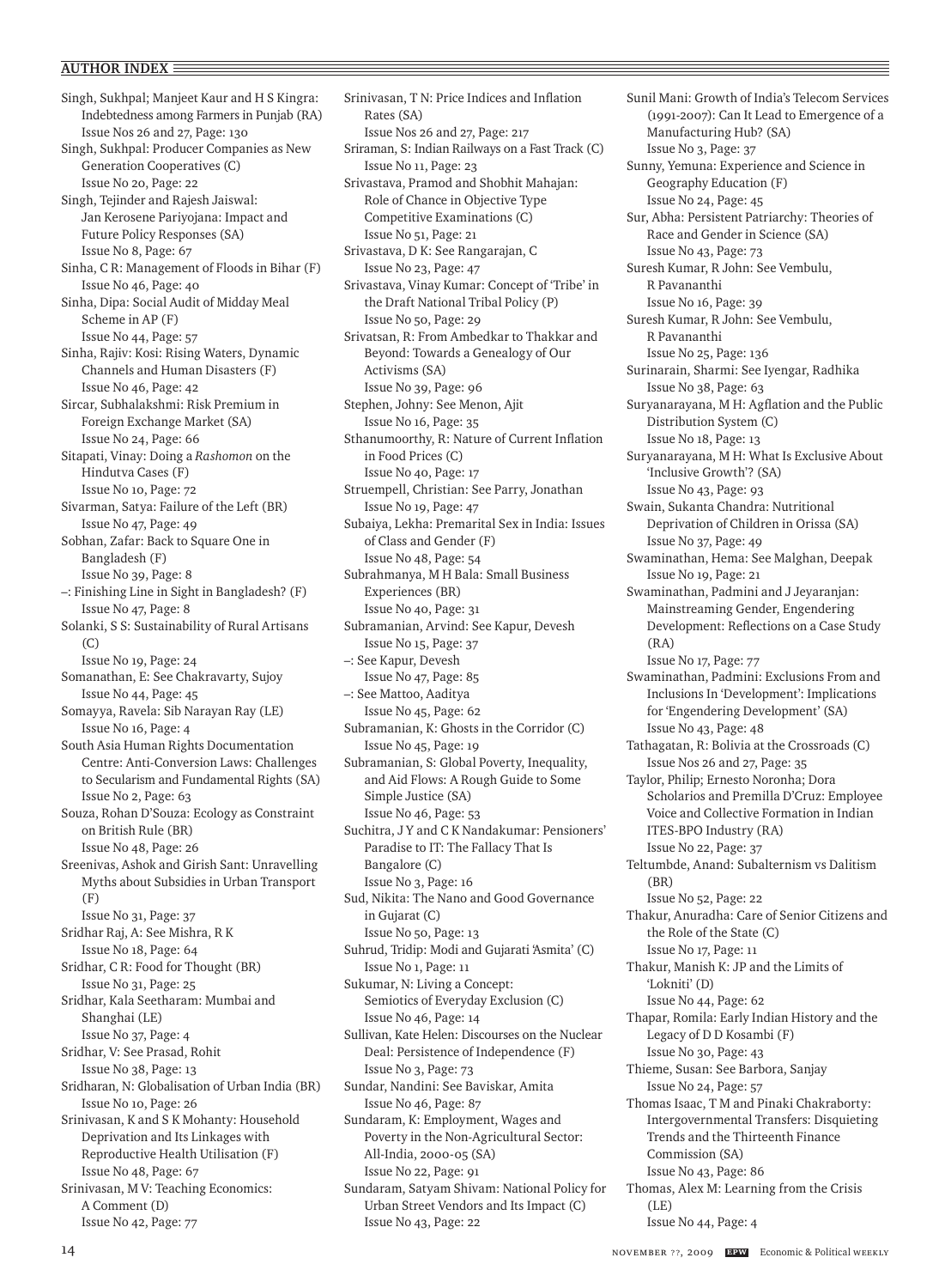## AUTHOR INDEX

Singh, Sukhpal; Manjeet Kaur and H S Kingra: Indebtedness among Farmers in Punjab (RA)
Issue Nos 26 and 27, Page: 130

Singh, Sukhpal: Producer Companies as New Generation Cooperatives (C)
Issue No 20, Page: 22

Singh, Tejinder and Rajesh Jaiswal: Jan Kerosene Pariyojana: Impact and Future Policy Responses (SA)
Issue No 8, Page: 67

Sinha, C R: Management of Floods in Bihar (F)
Issue No 46, Page: 40

Sinha, Dipa: Social Audit of Midday Meal Scheme in AP (F)
Issue No 44, Page: 57

Sinha, Rajiv: Kosi: Rising Waters, Dynamic Channels and Human Disasters (F)
Issue No 46, Page: 42

Sircar, Subhalakshmi: Risk Premium in Foreign Exchange Market (SA)
Issue No 24, Page: 66

Sitapati, Vinay: Doing a *Rashomon* on the Hindutva Cases (F)
Issue No 10, Page: 72

Sivarman, Satya: Failure of the Left (BR)
Issue No 47, Page: 49

Sobhan, Zafar: Back to Square One in Bangladesh (F)
Issue No 39, Page: 8

–: Finishing Line in Sight in Bangladesh? (F)
Issue No 47, Page: 8

Solanki, S S: Sustainability of Rural Artisans (C)
Issue No 19, Page: 24

Somanathan, E: See Chakravarty, Sujoy
Issue No 44, Page: 45

Somayya, Ravela: Sib Narayan Ray (LE)
Issue No 16, Page: 4

South Asia Human Rights Documentation Centre: Anti-Conversion Laws: Challenges to Secularism and Fundamental Rights (SA)
Issue No 2, Page: 63

Souza, Rohan D'Souza: Ecology as Constraint on British Rule (BR)
Issue No 48, Page: 26

Sreenivas, Ashok and Girish Sant: Unravelling Myths about Subsidies in Urban Transport (F)
Issue No 31, Page: 37

Sridhar Raj, A: See Mishra, R K
Issue No 18, Page: 64

Sridhar, C R: Food for Thought (BR)
Issue No 31, Page: 25

Sridhar, Kala Seetharam: Mumbai and Shanghai (LE)
Issue No 37, Page: 4

Sridhar, V: See Prasad, Rohit
Issue No 38, Page: 13

Sridharan, N: Globalisation of Urban India (BR)
Issue No 10, Page: 26

Srinivasan, K and S K Mohanty: Household Deprivation and Its Linkages with Reproductive Health Utilisation (F)
Issue No 48, Page: 67

Srinivasan, M V: Teaching Economics: A Comment (D)
Issue No 42, Page: 77

Srinivasan, T N: Price Indices and Inflation Rates (SA)
Issue Nos 26 and 27, Page: 217

Sriraman, S: Indian Railways on a Fast Track (C)
Issue No 11, Page: 23

Srivastava, Pramod and Shobhit Mahajan: Role of Chance in Objective Type Competitive Examinations (C)
Issue No 51, Page: 21

Srivastava, D K: See Rangarajan, C
Issue No 23, Page: 47

Srivastava, Vinay Kumar: Concept of 'Tribe' in the Draft National Tribal Policy (P)
Issue No 50, Page: 29

Srivatsan, R: From Ambedkar to Thakkar and Beyond: Towards a Genealogy of Our Activisms (SA)
Issue No 39, Page: 96

Stephen, Johny: See Menon, Ajit
Issue No 16, Page: 35

Sthanumoorthy, R: Nature of Current Inflation in Food Prices (C)
Issue No 40, Page: 17

Struempell, Christian: See Parry, Jonathan
Issue No 19, Page: 47

Subaiya, Lekha: Premarital Sex in India: Issues of Class and Gender (F)
Issue No 48, Page: 54

Subrahmanya, M H Bala: Small Business Experiences (BR)
Issue No 40, Page: 31

Subramanian, Arvind: See Kapur, Devesh
Issue No 15, Page: 37

–: See Kapur, Devesh
Issue No 47, Page: 85

–: See Mattoo, Aaditya
Issue No 45, Page: 62

Subramanian, K: Ghosts in the Corridor (C)
Issue No 45, Page: 19

Subramanian, S: Global Poverty, Inequality, and Aid Flows: A Rough Guide to Some Simple Justice (SA)
Issue No 46, Page: 53

Suchitra, J Y and C K Nandakumar: Pensioners' Paradise to IT: The Fallacy That Is Bangalore (C)
Issue No 3, Page: 16

Sud, Nikita: The Nano and Good Governance in Gujarat (C)
Issue No 50, Page: 13

Suhrud, Tridip: Modi and Gujarati 'Asmita' (C)
Issue No 1, Page: 11

Sukumar, N: Living a Concept: Semiotics of Everyday Exclusion (C)
Issue No 46, Page: 14

Sullivan, Kate Helen: Discourses on the Nuclear Deal: Persistence of Independence (F)
Issue No 3, Page: 73

Sundar, Nandini: See Baviskar, Amita
Issue No 46, Page: 87

Sundaram, K: Employment, Wages and Poverty in the Non-Agricultural Sector: All-India, 2000-05 (SA)
Issue No 22, Page: 91

Sundaram, Satyam Shivam: National Policy for Urban Street Vendors and Its Impact (C)
Issue No 43, Page: 22

Sunil Mani: Growth of India's Telecom Services (1991-2007): Can It Lead to Emergence of a Manufacturing Hub? (SA)
Issue No 3, Page: 37

Sunny, Yemuna: Experience and Science in Geography Education (F)
Issue No 24, Page: 45

Sur, Abha: Persistent Patriarchy: Theories of Race and Gender in Science (SA)
Issue No 43, Page: 73

Suresh Kumar, R John: See Vembulu, R Pavananthi
Issue No 16, Page: 39

Suresh Kumar, R John: See Vembulu, R Pavananthi
Issue No 25, Page: 136

Surinarain, Sharmi: See Iyengar, Radhika
Issue No 38, Page: 63

Suryanarayana, M H: Agflation and the Public Distribution System (C)
Issue No 18, Page: 13

Suryanarayana, M H: What Is Exclusive About 'Inclusive Growth'? (SA)
Issue No 43, Page: 93

Swain, Sukanta Chandra: Nutritional Deprivation of Children in Orissa (SA)
Issue No 37, Page: 49

Swaminathan, Hema: See Malghan, Deepak
Issue No 19, Page: 21

Swaminathan, Padmini and J Jeyaranjan: Mainstreaming Gender, Engendering Development: Reflections on a Case Study (RA)
Issue No 17, Page: 77

Swaminathan, Padmini: Exclusions From and Inclusions In 'Development': Implications for 'Engendering Development' (SA)
Issue No 43, Page: 48

Tathagatan, R: Bolivia at the Crossroads (C)
Issue Nos 26 and 27, Page: 35

Taylor, Philip; Ernesto Noronha; Dora Scholarios and Premilla D'Cruz: Employee Voice and Collective Formation in Indian ITES-BPO Industry (RA)
Issue No 22, Page: 37

Teltumbde, Anand: Subalternism vs Dalitism (BR)
Issue No 52, Page: 22

Thakur, Anuradha: Care of Senior Citizens and the Role of the State (C)
Issue No 17, Page: 11

Thakur, Manish K: JP and the Limits of 'Lokniti' (D)
Issue No 44, Page: 62

Thapar, Romila: Early Indian History and the Legacy of D D Kosambi (F)
Issue No 30, Page: 43

Thieme, Susan: See Barbora, Sanjay
Issue No 24, Page: 57

Thomas Isaac, T M and Pinaki Chakraborty: Intergovernmental Transfers: Disquieting Trends and the Thirteenth Finance Commission (SA)
Issue No 43, Page: 86

Thomas, Alex M: Learning from the Crisis (LE)
Issue No 44, Page: 4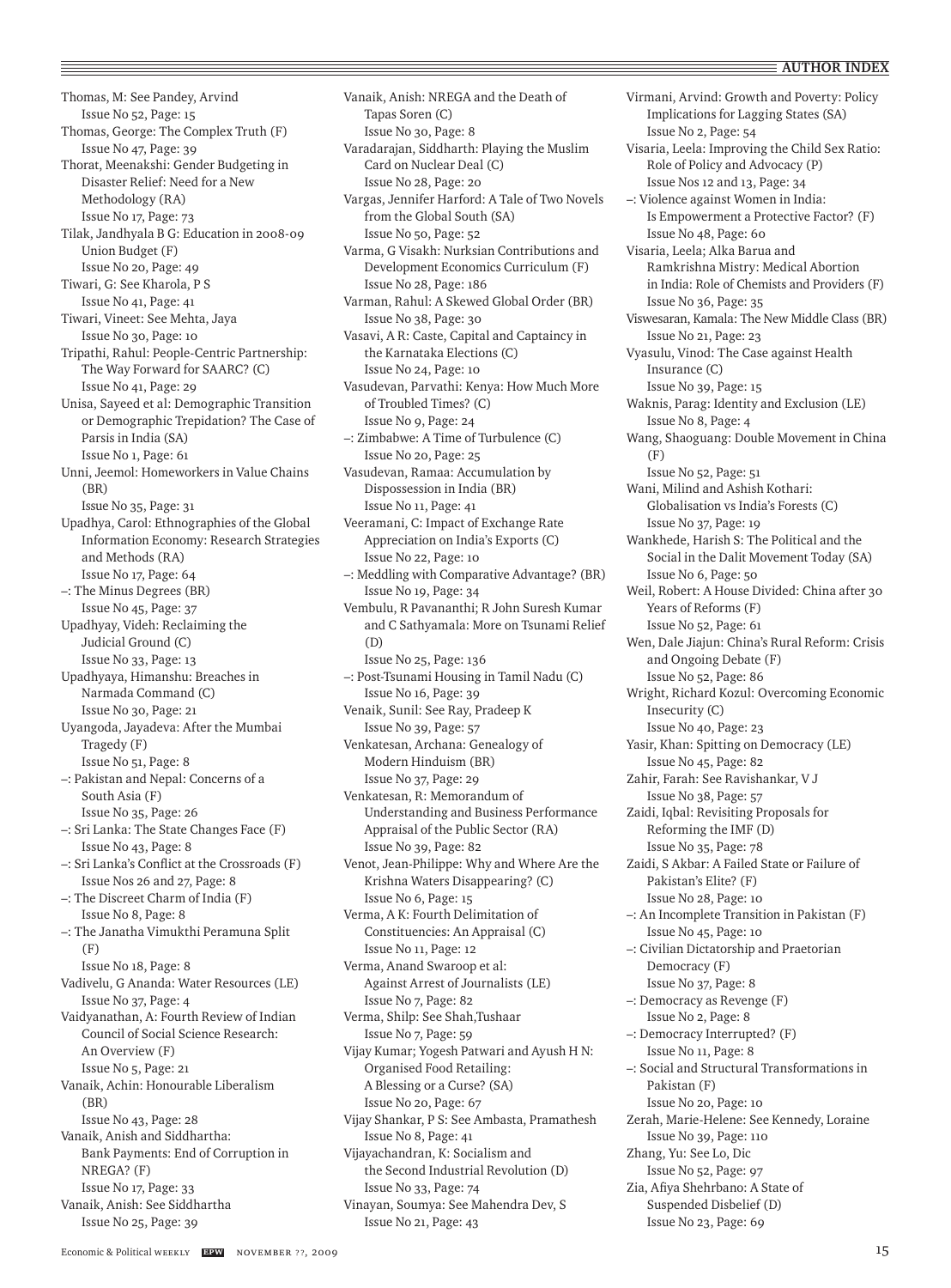Thomas, M: See Pandey, Arvind
Issue No 52, Page: 15
Thomas, George: The Complex Truth (F)
Issue No 47, Page: 39
Thorat, Meenakshi: Gender Budgeting in Disaster Relief: Need for a New Methodology (RA)
Issue No 17, Page: 73
Tilak, Jandhyala B G: Education in 2008-09 Union Budget (F)
Issue No 20, Page: 49
Tiwari, G: See Kharola, P S
Issue No 41, Page: 41
Tiwari, Vineet: See Mehta, Jaya
Issue No 30, Page: 10
Tripathi, Rahul: People-Centric Partnership: The Way Forward for SAARC? (C)
Issue No 41, Page: 29
Unisa, Sayeed et al: Demographic Transition or Demographic Trepidation? The Case of Parsis in India (SA)
Issue No 1, Page: 61
Unni, Jeemol: Homeworkers in Value Chains (BR)
Issue No 35, Page: 31
Upadhya, Carol: Ethnographies of the Global Information Economy: Research Strategies and Methods (RA)
Issue No 17, Page: 64
–: The Minus Degrees (BR)
Issue No 45, Page: 37
Upadhyay, Videh: Reclaiming the Judicial Ground (C)
Issue No 33, Page: 13
Upadhyaya, Himanshu: Breaches in Narmada Command (C)
Issue No 30, Page: 21
Uyangoda, Jayadeva: After the Mumbai Tragedy (F)
Issue No 51, Page: 8
–: Pakistan and Nepal: Concerns of a South Asia (F)
Issue No 35, Page: 26
–: Sri Lanka: The State Changes Face (F)
Issue No 43, Page: 8
–: Sri Lanka's Conflict at the Crossroads (F)
Issue Nos 26 and 27, Page: 8
–: The Discreet Charm of India (F)
Issue No 8, Page: 8
–: The Janatha Vimukthi Peramuna Split (F)
Issue No 18, Page: 8
Vadivelu, G Ananda: Water Resources (LE)
Issue No 37, Page: 4
Vaidyanathan, A: Fourth Review of Indian Council of Social Science Research: An Overview (F)
Issue No 5, Page: 21
Vanaik, Achin: Honourable Liberalism (BR)
Issue No 43, Page: 28
Vanaik, Anish and Siddhartha: Bank Payments: End of Corruption in NREGA? (F)
Issue No 17, Page: 33
Vanaik, Anish: See Siddhartha
Issue No 25, Page: 39
Vanaik, Anish: NREGA and the Death of Tapas Soren (C)
Issue No 30, Page: 8
Varadarajan, Siddharth: Playing the Muslim Card on Nuclear Deal (C)
Issue No 28, Page: 20
Vargas, Jennifer Harford: A Tale of Two Novels from the Global South (SA)
Issue No 50, Page: 52
Varma, G Visakh: Nurksian Contributions and Development Economics Curriculum (F)
Issue No 28, Page: 186
Varman, Rahul: A Skewed Global Order (BR)
Issue No 38, Page: 30
Vasavi, A R: Caste, Capital and Captaincy in the Karnataka Elections (C)
Issue No 24, Page: 10
Vasudevan, Parvathi: Kenya: How Much More of Troubled Times? (C)
Issue No 9, Page: 24
–: Zimbabwe: A Time of Turbulence (C)
Issue No 20, Page: 25
Vasudevan, Ramaa: Accumulation by Dispossession in India (BR)
Issue No 11, Page: 41
Veeramani, C: Impact of Exchange Rate Appreciation on India's Exports (C)
Issue No 22, Page: 10
–: Meddling with Comparative Advantage? (BR)
Issue No 19, Page: 34
Vembulu, R Pavananthi; R John Suresh Kumar and C Sathyamala: More on Tsunami Relief (D)
Issue No 25, Page: 136
–: Post-Tsunami Housing in Tamil Nadu (C)
Issue No 16, Page: 39
Venaik, Sunil: See Ray, Pradeep K
Issue No 39, Page: 57
Venkatesan, Archana: Genealogy of Modern Hinduism (BR)
Issue No 37, Page: 29
Venkatesan, R: Memorandum of Understanding and Business Performance Appraisal of the Public Sector (RA)
Issue No 39, Page: 82
Venot, Jean-Philippe: Why and Where Are the Krishna Waters Disappearing? (C)
Issue No 6, Page: 15
Verma, A K: Fourth Delimitation of Constituencies: An Appraisal (C)
Issue No 11, Page: 12
Verma, Anand Swaroop et al: Against Arrest of Journalists (LE)
Issue No 7, Page: 82
Verma, Shilp: See Shah,Tushaar
Issue No 7, Page: 59
Vijay Kumar; Yogesh Patwari and Ayush H N: Organised Food Retailing: A Blessing or a Curse? (SA)
Issue No 20, Page: 67
Vijay Shankar, P S: See Ambasta, Pramathesh
Issue No 8, Page: 41
Vijayachandran, K: Socialism and the Second Industrial Revolution (D)
Issue No 33, Page: 74
Vinayan, Soumya: See Mahendra Dev, S
Issue No 21, Page: 43
Virmani, Arvind: Growth and Poverty: Policy Implications for Lagging States (SA)
Issue No 2, Page: 54
Visaria, Leela: Improving the Child Sex Ratio: Role of Policy and Advocacy (P)
Issue Nos 12 and 13, Page: 34
–: Violence against Women in India: Is Empowerment a Protective Factor? (F)
Issue No 48, Page: 60
Visaria, Leela; Alka Barua and Ramkrishna Mistry: Medical Abortion in India: Role of Chemists and Providers (F)
Issue No 36, Page: 35
Viswesaran, Kamala: The New Middle Class (BR)
Issue No 21, Page: 23
Vyasulu, Vinod: The Case against Health Insurance (C)
Issue No 39, Page: 15
Waknis, Parag: Identity and Exclusion (LE)
Issue No 8, Page: 4
Wang, Shaoguang: Double Movement in China (F)
Issue No 52, Page: 51
Wani, Milind and Ashish Kothari: Globalisation vs India's Forests (C)
Issue No 37, Page: 19
Wankhede, Harish S: The Political and the Social in the Dalit Movement Today (SA)
Issue No 6, Page: 50
Weil, Robert: A House Divided: China after 30 Years of Reforms (F)
Issue No 52, Page: 61
Wen, Dale Jiajun: China's Rural Reform: Crisis and Ongoing Debate (F)
Issue No 52, Page: 86
Wright, Richard Kozul: Overcoming Economic Insecurity (C)
Issue No 40, Page: 23
Yasir, Khan: Spitting on Democracy (LE)
Issue No 45, Page: 82
Zahir, Farah: See Ravishankar, V J
Issue No 38, Page: 57
Zaidi, Iqbal: Revisiting Proposals for Reforming the IMF (D)
Issue No 35, Page: 78
Zaidi, S Akbar: A Failed State or Failure of Pakistan's Elite? (F)
Issue No 28, Page: 10
–: An Incomplete Transition in Pakistan (F)
Issue No 45, Page: 10
–: Civilian Dictatorship and Praetorian Democracy (F)
Issue No 37, Page: 8
–: Democracy as Revenge (F)
Issue No 2, Page: 8
–: Democracy Interrupted? (F)
Issue No 11, Page: 8
–: Social and Structural Transformations in Pakistan (F)
Issue No 20, Page: 10
Zerah, Marie-Helene: See Kennedy, Loraine
Issue No 39, Page: 110
Zhang, Yu: See Lo, Dic
Issue No 52, Page: 97
Zia, Afiya Shehrbano: A State of Suspended Disbelief (D)
Issue No 23, Page: 69